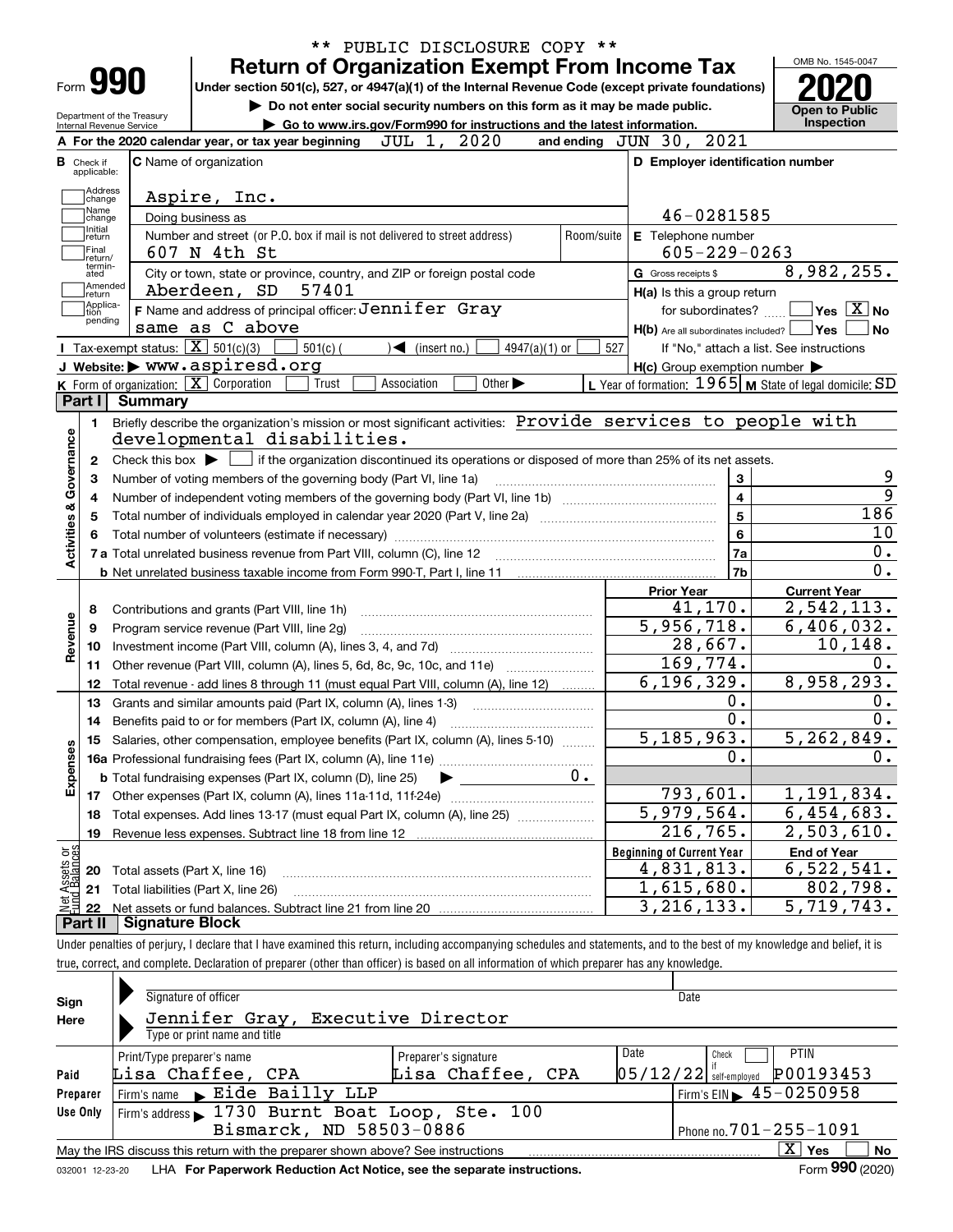** PUBLIC DISCLOSURE COPY **

# Form 990 — Return of Organization Exempt From Income Tax

Under section 501(c), 527, or 4947(a)(1) of the Internal Revenue Code (except private foundations)

▶ Do not enter social security numbers on this form as it may be made public.

▶ Go to www.irs.gov/Form990 for instructions and the latest information.

Department of the Treasury
Internal Revenue Service

OMB No. 1545-0047

**2020**

**Open to Public Inspection**

**A** For the 2020 calendar year, or tax year beginning JUL 1, 2020 and ending JUN 30, 2021

**B** Check if applicable: Address change, Name change, Initial return, Final return/terminated, Amended return, Application pending

**C** Name of organization: Aspire, Inc.

Doing business as

Number and street (or P.O. box if mail is not delivered to street address): 607 N 4th St — Room/suite

City or town, state or province, country, and ZIP or foreign postal code: Aberdeen, SD 57401

**D** Employer identification number: 46-0281585

**E** Telephone number: 605-229-0263

**G** Gross receipts $ 8,982,255.

**F** Name and address of principal officer: Jennifer Gray, same as C above

**H(a)** Is this a group return for subordinates? ☐ Yes ☒ No

**H(b)** Are all subordinates included? ☐ Yes ☐ No — If "No," attach a list. See instructions

**H(c)** Group exemption number ▶

**I** Tax-exempt status: ☒ 501(c)(3) ☐ 501(c) ( ) ◀ (insert no.) ☐ 4947(a)(1) or ☐ 527

**J** Website: ▶ www.aspiresd.org

**K** Form of organization: ☒ Corporation ☐ Trust ☐ Association ☐ Other ▶

**L** Year of formation: 1965 **M** State of legal domicile: SD

## Part I Summary

**Activities & Governance**

1. Briefly describe the organization's mission or most significant activities: Provide services to people with developmental disabilities.
2. Check this box ▶ ☐ if the organization discontinued its operations or disposed of more than 25% of its net assets.

| | | Line | |
|---|---|---|---|
| 3 | Number of voting members of the governing body (Part VI, line 1a) | 3 | 9 |
| 4 | Number of independent voting members of the governing body (Part VI, line 1b) | 4 | 9 |
| 5 | Total number of individuals employed in calendar year 2020 (Part V, line 2a) | 5 | 186 |
| 6 | Total number of volunteers (estimate if necessary) | 6 | 10 |
| 7a | Total unrelated business revenue from Part VIII, column (C), line 12 | 7a | 0. |
| 7b | Net unrelated business taxable income from Form 990-T, Part I, line 11 | 7b | 0. |

| | | Prior Year | Current Year |
|---|---|---|---|
| **Revenue** | | | |
| 8 | Contributions and grants (Part VIII, line 1h) | 41,170. | 2,542,113. |
| 9 | Program service revenue (Part VIII, line 2g) | 5,956,718. | 6,406,032. |
| 10 | Investment income (Part VIII, column (A), lines 3, 4, and 7d) | 28,667. | 10,148. |
| 11 | Other revenue (Part VIII, column (A), lines 5, 6d, 8c, 9c, 10c, and 11e) | 169,774. | 0. |
| 12 | Total revenue - add lines 8 through 11 (must equal Part VIII, column (A), line 12) | 6,196,329. | 8,958,293. |
| **Expenses** | | | |
| 13 | Grants and similar amounts paid (Part IX, column (A), lines 1-3) | 0. | 0. |
| 14 | Benefits paid to or for members (Part IX, column (A), line 4) | 0. | 0. |
| 15 | Salaries, other compensation, employee benefits (Part IX, column (A), lines 5-10) | 5,185,963. | 5,262,849. |
| 16a | Professional fundraising fees (Part IX, column (A), line 11e) | 0. | 0. |
| b | Total fundraising expenses (Part IX, column (D), line 25) ▶ 0. | | |
| 17 | Other expenses (Part IX, column (A), lines 11a-11d, 11f-24e) | 793,601. | 1,191,834. |
| 18 | Total expenses. Add lines 13-17 (must equal Part IX, column (A), line 25) | 5,979,564. | 6,454,683. |
| 19 | Revenue less expenses. Subtract line 18 from line 12 | 216,765. | 2,503,610. |

| **Net Assets or Fund Balances** | | Beginning of Current Year | End of Year |
|---|---|---|---|
| 20 | Total assets (Part X, line 16) | 4,831,813. | 6,522,541. |
| 21 | Total liabilities (Part X, line 26) | 1,615,680. | 802,798. |
| 22 | Net assets or fund balances. Subtract line 21 from line 20 | 3,216,133. | 5,719,743. |

## Part II Signature Block

Under penalties of perjury, I declare that I have examined this return, including accompanying schedules and statements, and to the best of my knowledge and belief, it is true, correct, and complete. Declaration of preparer (other than officer) is based on all information of which preparer has any knowledge.

**Sign Here**

Signature of officer — Date

Jennifer Gray, Executive Director
Type or print name and title

**Paid Preparer Use Only**

| Print/Type preparer's name | Preparer's signature | Date | Check ☐ if self-employed | PTIN |
|---|---|---|---|---|
| Lisa Chaffee, CPA | Lisa Chaffee, CPA | 05/12/22 | | P00193453 |

Firm's name ▶ Eide Bailly LLP — Firm's EIN ▶ 45-0250958

Firm's address ▶ 1730 Burnt Boat Loop, Ste. 100, Bismarck, ND 58503-0886 — Phone no. 701-255-1091

May the IRS discuss this return with the preparer shown above? See instructions ☒ Yes ☐ No

032001 12-23-20 LHA For Paperwork Reduction Act Notice, see the separate instructions. Form **990** (2020)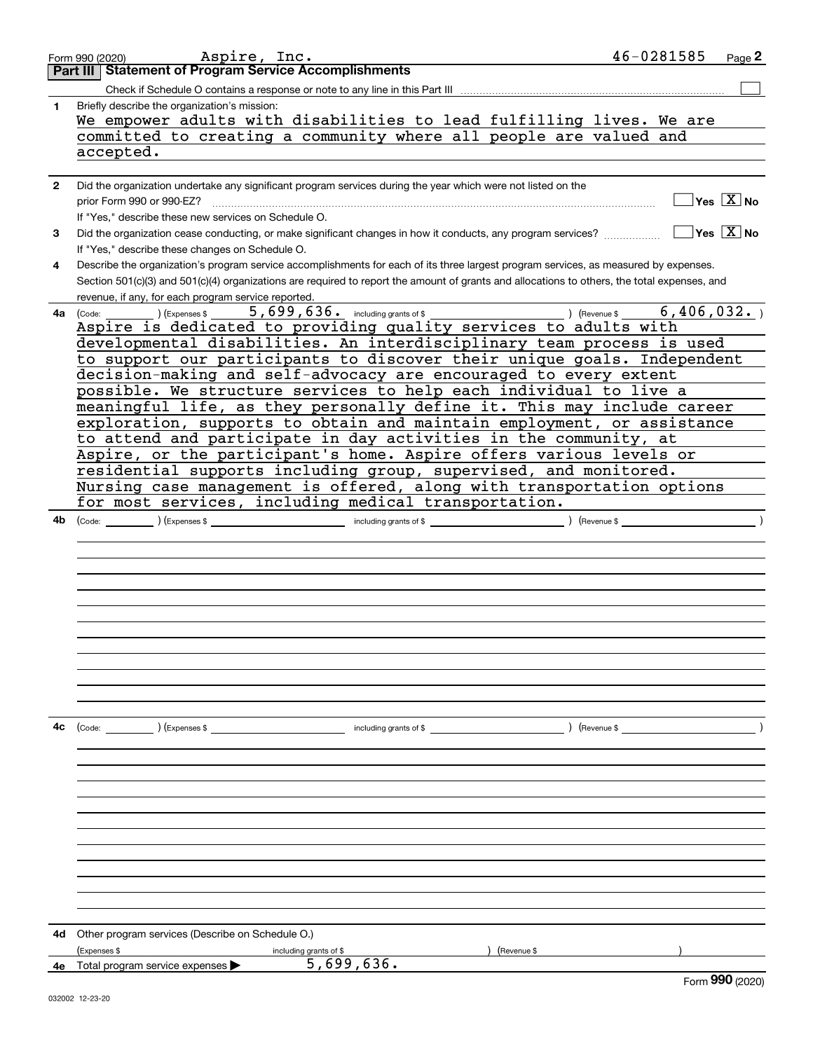Form 990 (2020) Aspire, Inc. 46-0281585

## Part III Statement of Program Service Accomplishments

Check if Schedule O contains a response or note to any line in this Part III ☐

**1** Briefly describe the organization's mission:

We empower adults with disabilities to lead fulfilling lives. We are committed to creating a community where all people are valued and accepted.

**2** Did the organization undertake any significant program services during the year which were not listed on the prior Form 990 or 990-EZ? ☐ Yes ☒ No

If "Yes," describe these new services on Schedule O.

**3** Did the organization cease conducting, or make significant changes in how it conducts, any program services? ☐ Yes ☒ No

If "Yes," describe these changes on Schedule O.

**4** Describe the organization's program service accomplishments for each of its three largest program services, as measured by expenses. Section 501(c)(3) and 501(c)(4) organizations are required to report the amount of grants and allocations to others, the total expenses, and revenue, if any, for each program service reported.

**4a** (Code: ) (Expenses $ 5,699,636. including grants of $ ) (Revenue $ 6,406,032. )

Aspire is dedicated to providing quality services to adults with developmental disabilities. An interdisciplinary team process is used to support our participants to discover their unique goals. Independent decision-making and self-advocacy are encouraged to every extent possible. We structure services to help each individual to live a meaningful life, as they personally define it. This may include career exploration, supports to obtain and maintain employment, or assistance to attend and participate in day activities in the community, at Aspire, or the participant's home. Aspire offers various levels or residential supports including group, supervised, and monitored. Nursing case management is offered, along with transportation options for most services, including medical transportation.

**4b** (Code: ) (Expenses $ including grants of $ ) (Revenue $ )

**4c** (Code: ) (Expenses $ including grants of $ ) (Revenue $ )

**4d** Other program services (Describe on Schedule O.)

(Expenses $ including grants of $ ) (Revenue $ )

**4e** Total program service expenses ▶ 5,699,636.

Form **990** (2020)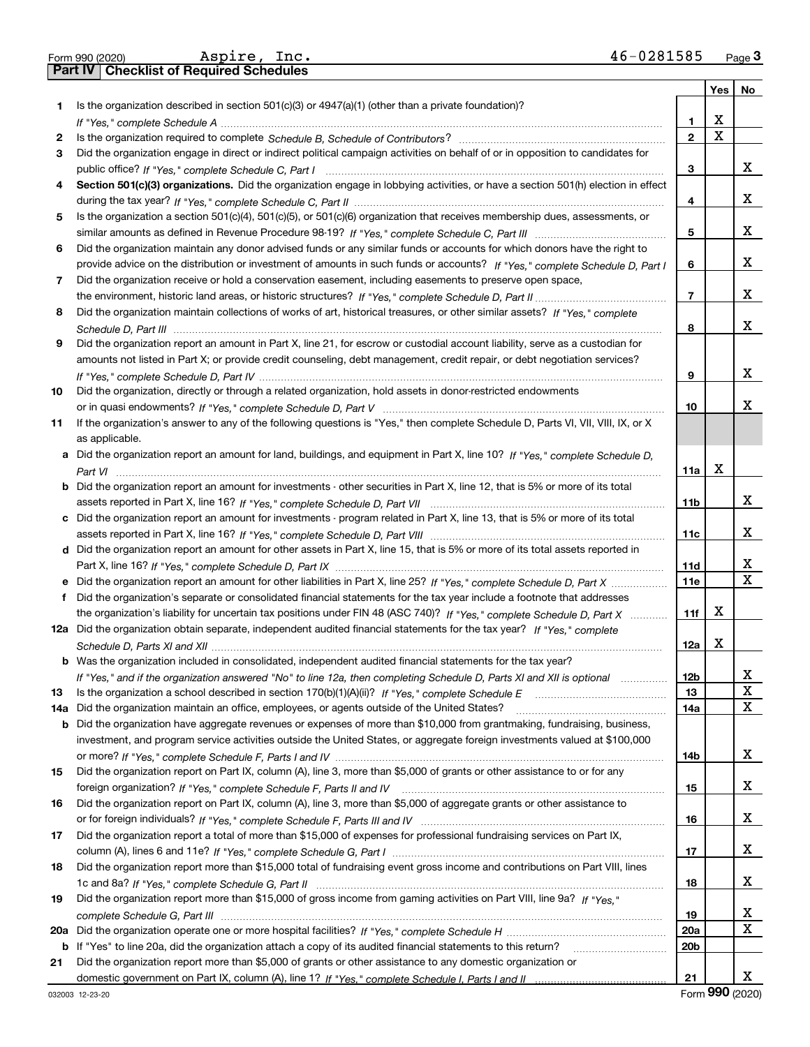Form 990 (2020) Aspire, Inc. 46-0281585 Page 3

## Part IV Checklist of Required Schedules

| | | | Yes | No |
|---|---|---|---|---|
| 1 | Is the organization described in section 501(c)(3) or 4947(a)(1) (other than a private foundation)? *If "Yes," complete Schedule A* | 1 | X | |
| 2 | Is the organization required to complete *Schedule B, Schedule of Contributors*? | 2 | X | |
| 3 | Did the organization engage in direct or indirect political campaign activities on behalf of or in opposition to candidates for public office? *If "Yes," complete Schedule C, Part I* | 3 | | X |
| 4 | **Section 501(c)(3) organizations.** Did the organization engage in lobbying activities, or have a section 501(h) election in effect during the tax year? *If "Yes," complete Schedule C, Part II* | 4 | | X |
| 5 | Is the organization a section 501(c)(4), 501(c)(5), or 501(c)(6) organization that receives membership dues, assessments, or similar amounts as defined in Revenue Procedure 98-19? *If "Yes," complete Schedule C, Part III* | 5 | | X |
| 6 | Did the organization maintain any donor advised funds or any similar funds or accounts for which donors have the right to provide advice on the distribution or investment of amounts in such funds or accounts? *If "Yes," complete Schedule D, Part I* | 6 | | X |
| 7 | Did the organization receive or hold a conservation easement, including easements to preserve open space, the environment, historic land areas, or historic structures? *If "Yes," complete Schedule D, Part II* | 7 | | X |
| 8 | Did the organization maintain collections of works of art, historical treasures, or other similar assets? *If "Yes," complete Schedule D, Part III* | 8 | | X |
| 9 | Did the organization report an amount in Part X, line 21, for escrow or custodial account liability, serve as a custodian for amounts not listed in Part X; or provide credit counseling, debt management, credit repair, or debt negotiation services? *If "Yes," complete Schedule D, Part IV* | 9 | | X |
| 10 | Did the organization, directly or through a related organization, hold assets in donor-restricted endowments or in quasi endowments? *If "Yes," complete Schedule D, Part V* | 10 | | X |
| 11 | If the organization's answer to any of the following questions is "Yes," then complete Schedule D, Parts VI, VII, VIII, IX, or X as applicable. | | | |
| a | Did the organization report an amount for land, buildings, and equipment in Part X, line 10? *If "Yes," complete Schedule D, Part VI* | 11a | X | |
| b | Did the organization report an amount for investments - other securities in Part X, line 12, that is 5% or more of its total assets reported in Part X, line 16? *If "Yes," complete Schedule D, Part VII* | 11b | | X |
| c | Did the organization report an amount for investments - program related in Part X, line 13, that is 5% or more of its total assets reported in Part X, line 16? *If "Yes," complete Schedule D, Part VIII* | 11c | | X |
| d | Did the organization report an amount for other assets in Part X, line 15, that is 5% or more of its total assets reported in Part X, line 16? *If "Yes," complete Schedule D, Part IX* | 11d | | X |
| e | Did the organization report an amount for other liabilities in Part X, line 25? *If "Yes," complete Schedule D, Part X* | 11e | | X |
| f | Did the organization's separate or consolidated financial statements for the tax year include a footnote that addresses the organization's liability for uncertain tax positions under FIN 48 (ASC 740)? *If "Yes," complete Schedule D, Part X* | 11f | X | |
| 12a | Did the organization obtain separate, independent audited financial statements for the tax year? *If "Yes," complete Schedule D, Parts XI and XII* | 12a | X | |
| b | Was the organization included in consolidated, independent audited financial statements for the tax year? *If "Yes," and if the organization answered "No" to line 12a, then completing Schedule D, Parts XI and XII is optional* | 12b | | X |
| 13 | Is the organization a school described in section 170(b)(1)(A)(ii)? *If "Yes," complete Schedule E* | 13 | | X |
| 14a | Did the organization maintain an office, employees, or agents outside of the United States? | 14a | | X |
| b | Did the organization have aggregate revenues or expenses of more than $10,000 from grantmaking, fundraising, business, investment, and program service activities outside the United States, or aggregate foreign investments valued at $100,000 or more? *If "Yes," complete Schedule F, Parts I and IV* | 14b | | X |
| 15 | Did the organization report on Part IX, column (A), line 3, more than $5,000 of grants or other assistance to or for any foreign organization? *If "Yes," complete Schedule F, Parts II and IV* | 15 | | X |
| 16 | Did the organization report on Part IX, column (A), line 3, more than $5,000 of aggregate grants or other assistance to or for foreign individuals? *If "Yes," complete Schedule F, Parts III and IV* | 16 | | X |
| 17 | Did the organization report a total of more than $15,000 of expenses for professional fundraising services on Part IX, column (A), lines 6 and 11e? *If "Yes," complete Schedule G, Part I* | 17 | | X |
| 18 | Did the organization report more than $15,000 total of fundraising event gross income and contributions on Part VIII, lines 1c and 8a? *If "Yes," complete Schedule G, Part II* | 18 | | X |
| 19 | Did the organization report more than $15,000 of gross income from gaming activities on Part VIII, line 9a? *If "Yes," complete Schedule G, Part III* | 19 | | X |
| 20a | Did the organization operate one or more hospital facilities? *If "Yes," complete Schedule H* | 20a | | X |
| b | If "Yes" to line 20a, did the organization attach a copy of its audited financial statements to this return? | 20b | | |
| 21 | Did the organization report more than $5,000 of grants or other assistance to any domestic organization or domestic government on Part IX, column (A), line 1? *If "Yes," complete Schedule I, Parts I and II* | 21 | | X |

032003 12-23-20 Form **990** (2020)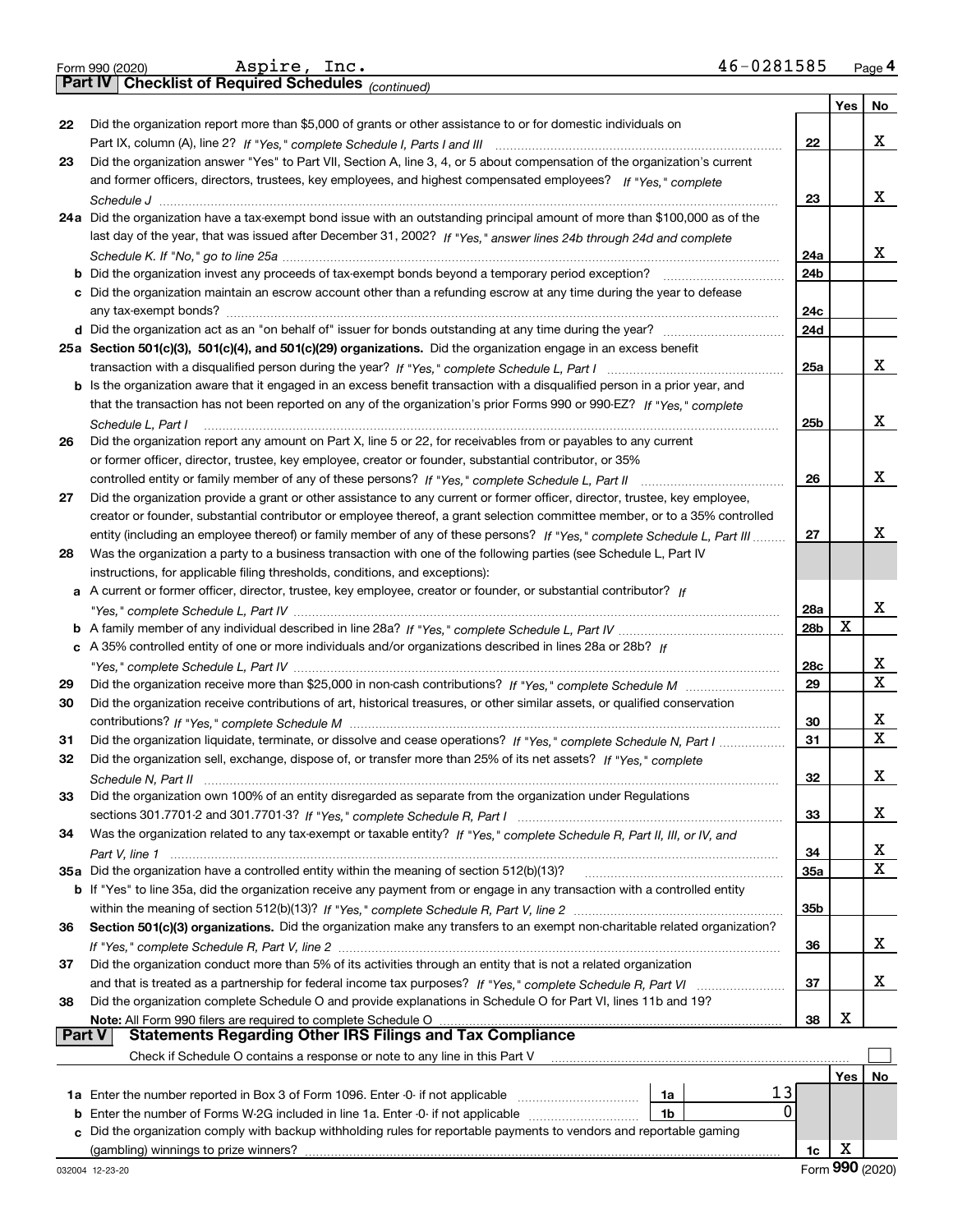Form 990 (2020) Aspire, Inc. 46-0281585 Page **4**

## Part IV Checklist of Required Schedules *(continued)*

| | | | Yes | No |
|---|---|---|---|---|
| **22** | Did the organization report more than $5,000 of grants or other assistance to or for domestic individuals on Part IX, column (A), line 2? *If "Yes," complete Schedule I, Parts I and III* | 22 | | X |
| **23** | Did the organization answer "Yes" to Part VII, Section A, line 3, 4, or 5 about compensation of the organization's current and former officers, directors, trustees, key employees, and highest compensated employees? *If "Yes," complete Schedule J* | 23 | | X |
| **24a** | Did the organization have a tax-exempt bond issue with an outstanding principal amount of more than $100,000 as of the last day of the year, that was issued after December 31, 2002? *If "Yes," answer lines 24b through 24d and complete Schedule K. If "No," go to line 25a* | 24a | | X |
| **b** | Did the organization invest any proceeds of tax-exempt bonds beyond a temporary period exception? | 24b | | |
| **c** | Did the organization maintain an escrow account other than a refunding escrow at any time during the year to defease any tax-exempt bonds? | 24c | | |
| **d** | Did the organization act as an "on behalf of" issuer for bonds outstanding at any time during the year? | 24d | | |
| **25a** | **Section 501(c)(3), 501(c)(4), and 501(c)(29) organizations.** Did the organization engage in an excess benefit transaction with a disqualified person during the year? *If "Yes," complete Schedule L, Part I* | 25a | | X |
| **b** | Is the organization aware that it engaged in an excess benefit transaction with a disqualified person in a prior year, and that the transaction has not been reported on any of the organization's prior Forms 990 or 990-EZ? *If "Yes," complete Schedule L, Part I* | 25b | | X |
| **26** | Did the organization report any amount on Part X, line 5 or 22, for receivables from or payables to any current or former officer, director, trustee, key employee, creator or founder, substantial contributor, or 35% controlled entity or family member of any of these persons? *If "Yes," complete Schedule L, Part II* | 26 | | X |
| **27** | Did the organization provide a grant or other assistance to any current or former officer, director, trustee, key employee, creator or founder, substantial contributor or employee thereof, a grant selection committee member, or to a 35% controlled entity (including an employee thereof) or family member of any of these persons? *If "Yes," complete Schedule L, Part III* | 27 | | X |
| **28** | Was the organization a party to a business transaction with one of the following parties (see Schedule L, Part IV instructions, for applicable filing thresholds, conditions, and exceptions): | | | |
| **a** | A current or former officer, director, trustee, key employee, creator or founder, or substantial contributor? *If "Yes," complete Schedule L, Part IV* | 28a | | X |
| **b** | A family member of any individual described in line 28a? *If "Yes," complete Schedule L, Part IV* | 28b | X | |
| **c** | A 35% controlled entity of one or more individuals and/or organizations described in lines 28a or 28b? *If "Yes," complete Schedule L, Part IV* | 28c | | X |
| **29** | Did the organization receive more than $25,000 in non-cash contributions? *If "Yes," complete Schedule M* | 29 | | X |
| **30** | Did the organization receive contributions of art, historical treasures, or other similar assets, or qualified conservation contributions? *If "Yes," complete Schedule M* | 30 | | X |
| **31** | Did the organization liquidate, terminate, or dissolve and cease operations? *If "Yes," complete Schedule N, Part I* | 31 | | X |
| **32** | Did the organization sell, exchange, dispose of, or transfer more than 25% of its net assets? *If "Yes," complete Schedule N, Part II* | 32 | | X |
| **33** | Did the organization own 100% of an entity disregarded as separate from the organization under Regulations sections 301.7701-2 and 301.7701-3? *If "Yes," complete Schedule R, Part I* | 33 | | X |
| **34** | Was the organization related to any tax-exempt or taxable entity? *If "Yes," complete Schedule R, Part II, III, or IV, and Part V, line 1* | 34 | | X |
| **35a** | Did the organization have a controlled entity within the meaning of section 512(b)(13)? | 35a | | X |
| **b** | If "Yes" to line 35a, did the organization receive any payment from or engage in any transaction with a controlled entity within the meaning of section 512(b)(13)? *If "Yes," complete Schedule R, Part V, line 2* | 35b | | |
| **36** | **Section 501(c)(3) organizations.** Did the organization make any transfers to an exempt non-charitable related organization? *If "Yes," complete Schedule R, Part V, line 2* | 36 | | X |
| **37** | Did the organization conduct more than 5% of its activities through an entity that is not a related organization and that is treated as a partnership for federal income tax purposes? *If "Yes," complete Schedule R, Part VI* | 37 | | X |
| **38** | Did the organization complete Schedule O and provide explanations in Schedule O for Part VI, lines 11b and 19? **Note:** All Form 990 filers are required to complete Schedule O | 38 | X | |

## Part V Statements Regarding Other IRS Filings and Tax Compliance

Check if Schedule O contains a response or note to any line in this Part V ☐

| | | | | | Yes | No |
|---|---|---|---|---|---|---|
| **1a** | Enter the number reported in Box 3 of Form 1096. Enter -0- if not applicable | 1a | 13 | | | |
| **b** | Enter the number of Forms W-2G included in line 1a. Enter -0- if not applicable | 1b | 0 | | | |
| **c** | Did the organization comply with backup withholding rules for reportable payments to vendors and reportable gaming (gambling) winnings to prize winners? | | | 1c | X | |

032004 12-23-20 Form **990** (2020)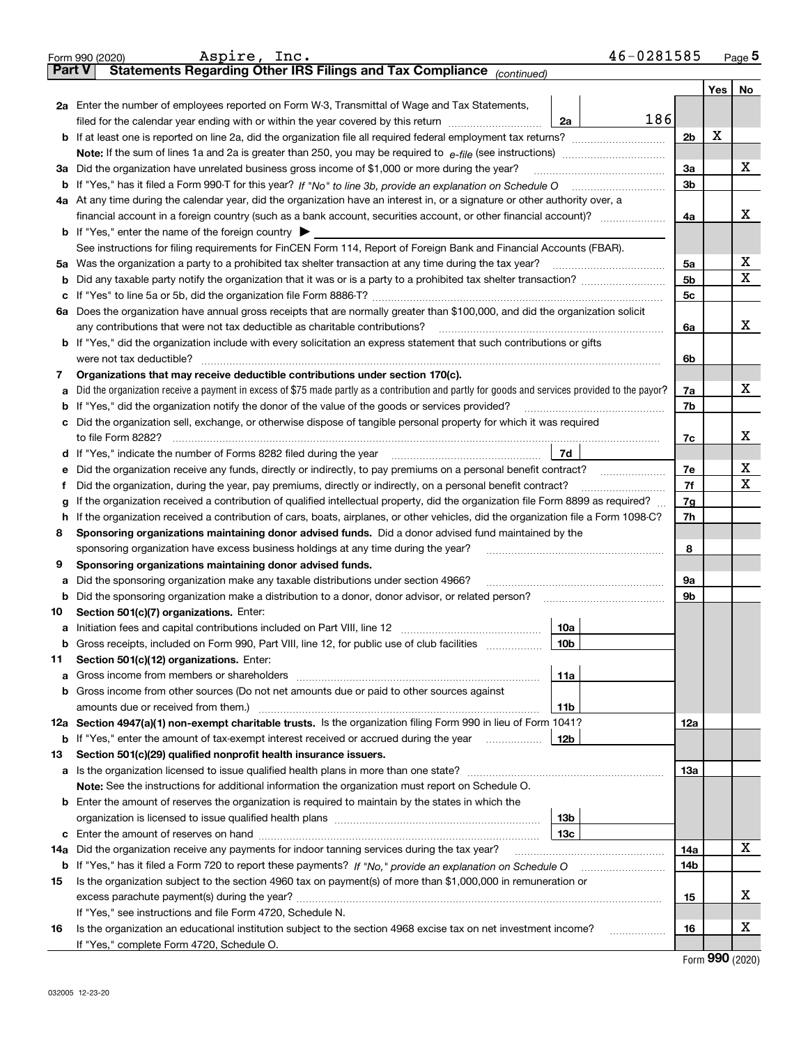Form 990 (2020) Aspire, Inc. 46-0281585 Page 5

**Part V Statements Regarding Other IRS Filings and Tax Compliance** *(continued)*

| | | | | | Yes | No |
|---|---|---|---|---|---|---|
| **2a** | Enter the number of employees reported on Form W-3, Transmittal of Wage and Tax Statements, filed for the calendar year ending with or within the year covered by this return | 2a | 186 | | | |
| **b** | If at least one is reported on line 2a, did the organization file all required federal employment tax returns? | | | 2b | X | |
| | **Note:** If the sum of lines 1a and 2a is greater than 250, you may be required to *e-file* (see instructions) | | | | | |
| **3a** | Did the organization have unrelated business gross income of $1,000 or more during the year? | | | 3a | | X |
| **b** | If "Yes," has it filed a Form 990-T for this year? *If "No" to line 3b, provide an explanation on Schedule O* | | | 3b | | |
| **4a** | At any time during the calendar year, did the organization have an interest in, or a signature or other authority over, a financial account in a foreign country (such as a bank account, securities account, or other financial account)? | | | 4a | | X |
| **b** | If "Yes," enter the name of the foreign country ▶ | | | | | |
| | See instructions for filing requirements for FinCEN Form 114, Report of Foreign Bank and Financial Accounts (FBAR). | | | | | |
| **5a** | Was the organization a party to a prohibited tax shelter transaction at any time during the tax year? | | | 5a | | X |
| **b** | Did any taxable party notify the organization that it was or is a party to a prohibited tax shelter transaction? | | | 5b | | X |
| **c** | If "Yes" to line 5a or 5b, did the organization file Form 8886-T? | | | 5c | | |
| **6a** | Does the organization have annual gross receipts that are normally greater than $100,000, and did the organization solicit any contributions that were not tax deductible as charitable contributions? | | | 6a | | X |
| **b** | If "Yes," did the organization include with every solicitation an express statement that such contributions or gifts were not tax deductible? | | | 6b | | |
| **7** | **Organizations that may receive deductible contributions under section 170(c).** | | | | | |
| **a** | Did the organization receive a payment in excess of $75 made partly as a contribution and partly for goods and services provided to the payor? | | | 7a | | X |
| **b** | If "Yes," did the organization notify the donor of the value of the goods or services provided? | | | 7b | | |
| **c** | Did the organization sell, exchange, or otherwise dispose of tangible personal property for which it was required to file Form 8282? | | | 7c | | X |
| **d** | If "Yes," indicate the number of Forms 8282 filed during the year | 7d | | | | |
| **e** | Did the organization receive any funds, directly or indirectly, to pay premiums on a personal benefit contract? | | | 7e | | X |
| **f** | Did the organization, during the year, pay premiums, directly or indirectly, on a personal benefit contract? | | | 7f | | X |
| **g** | If the organization received a contribution of qualified intellectual property, did the organization file Form 8899 as required? | | | 7g | | |
| **h** | If the organization received a contribution of cars, boats, airplanes, or other vehicles, did the organization file a Form 1098-C? | | | 7h | | |
| **8** | **Sponsoring organizations maintaining donor advised funds.** Did a donor advised fund maintained by the sponsoring organization have excess business holdings at any time during the year? | | | 8 | | |
| **9** | **Sponsoring organizations maintaining donor advised funds.** | | | | | |
| **a** | Did the sponsoring organization make any taxable distributions under section 4966? | | | 9a | | |
| **b** | Did the sponsoring organization make a distribution to a donor, donor advisor, or related person? | | | 9b | | |
| **10** | **Section 501(c)(7) organizations.** Enter: | | | | | |
| **a** | Initiation fees and capital contributions included on Part VIII, line 12 | 10a | | | | |
| **b** | Gross receipts, included on Form 990, Part VIII, line 12, for public use of club facilities | 10b | | | | |
| **11** | **Section 501(c)(12) organizations.** Enter: | | | | | |
| **a** | Gross income from members or shareholders | 11a | | | | |
| **b** | Gross income from other sources (Do not net amounts due or paid to other sources against amounts due or received from them.) | 11b | | | | |
| **12a** | **Section 4947(a)(1) non-exempt charitable trusts.** Is the organization filing Form 990 in lieu of Form 1041? | | | 12a | | |
| **b** | If "Yes," enter the amount of tax-exempt interest received or accrued during the year | 12b | | | | |
| **13** | **Section 501(c)(29) qualified nonprofit health insurance issuers.** | | | | | |
| **a** | Is the organization licensed to issue qualified health plans in more than one state? | | | 13a | | |
| | **Note:** See the instructions for additional information the organization must report on Schedule O. | | | | | |
| **b** | Enter the amount of reserves the organization is required to maintain by the states in which the organization is licensed to issue qualified health plans | 13b | | | | |
| **c** | Enter the amount of reserves on hand | 13c | | | | |
| **14a** | Did the organization receive any payments for indoor tanning services during the tax year? | | | 14a | | X |
| **b** | If "Yes," has it filed a Form 720 to report these payments? *If "No," provide an explanation on Schedule O* | | | 14b | | |
| **15** | Is the organization subject to the section 4960 tax on payment(s) of more than $1,000,000 in remuneration or excess parachute payment(s) during the year? | | | 15 | | X |
| | If "Yes," see instructions and file Form 4720, Schedule N. | | | | | |
| **16** | Is the organization an educational institution subject to the section 4968 excise tax on net investment income? | | | 16 | | X |
| | If "Yes," complete Form 4720, Schedule O. | | | | | |

Form **990** (2020)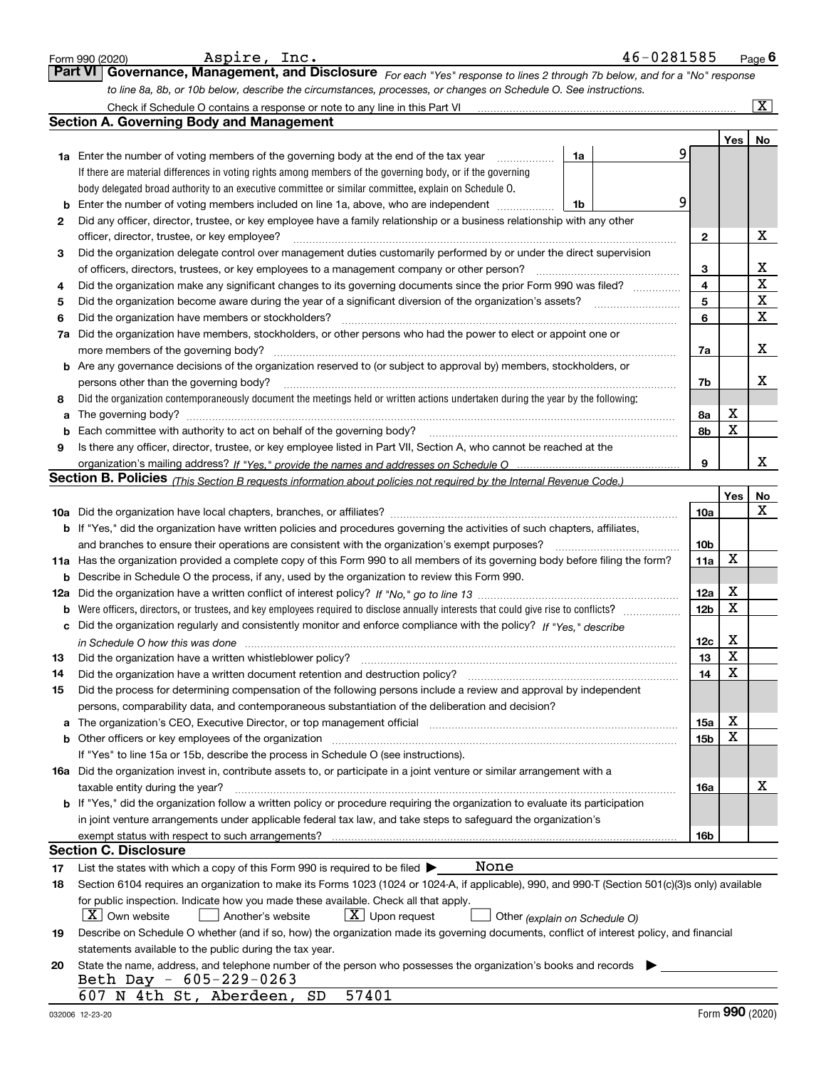Form 990 (2020) Aspire, Inc. 46-0281585 Page 6

## Part VI Governance, Management, and Disclosure

*For each "Yes" response to lines 2 through 7b below, and for a "No" response to line 8a, 8b, or 10b below, describe the circumstances, processes, or changes on Schedule O. See instructions.*

Check if Schedule O contains a response or note to any line in this Part VI ..... [X]

### Section A. Governing Body and Management

| | | | | Yes | No |
|---|---|---|---|---|---|
| **1a** | Enter the number of voting members of the governing body at the end of the tax year (1a: 9). If there are material differences in voting rights among members of the governing body, or if the governing body delegated broad authority to an executive committee or similar committee, explain on Schedule O. | | | | |
| **b** | Enter the number of voting members included on line 1a, above, who are independent (1b: 9) | | | | |
| **2** | Did any officer, director, trustee, or key employee have a family relationship or a business relationship with any other officer, director, trustee, or key employee? | 2 | | | X |
| **3** | Did the organization delegate control over management duties customarily performed by or under the direct supervision of officers, directors, trustees, or key employees to a management company or other person? | 3 | | | X |
| **4** | Did the organization make any significant changes to its governing documents since the prior Form 990 was filed? | 4 | | | X |
| **5** | Did the organization become aware during the year of a significant diversion of the organization's assets? | 5 | | | X |
| **6** | Did the organization have members or stockholders? | 6 | | | X |
| **7a** | Did the organization have members, stockholders, or other persons who had the power to elect or appoint one or more members of the governing body? | 7a | | | X |
| **b** | Are any governance decisions of the organization reserved to (or subject to approval by) members, stockholders, or persons other than the governing body? | 7b | | | X |
| **8** | Did the organization contemporaneously document the meetings held or written actions undertaken during the year by the following: | | | | |
| **a** | The governing body? | 8a | | X | |
| **b** | Each committee with authority to act on behalf of the governing body? | 8b | | X | |
| **9** | Is there any officer, director, trustee, or key employee listed in Part VII, Section A, who cannot be reached at the organization's mailing address? *If "Yes," provide the names and addresses on Schedule O* | 9 | | | X |

### Section B. Policies *(This Section B requests information about policies not required by the Internal Revenue Code.)*

| | | | Yes | No |
|---|---|---|---|---|
| **10a** | Did the organization have local chapters, branches, or affiliates? | 10a | | X |
| **b** | If "Yes," did the organization have written policies and procedures governing the activities of such chapters, affiliates, and branches to ensure their operations are consistent with the organization's exempt purposes? | 10b | | |
| **11a** | Has the organization provided a complete copy of this Form 990 to all members of its governing body before filing the form? | 11a | X | |
| **b** | Describe in Schedule O the process, if any, used by the organization to review this Form 990. | | | |
| **12a** | Did the organization have a written conflict of interest policy? *If "No," go to line 13* | 12a | X | |
| **b** | Were officers, directors, or trustees, and key employees required to disclose annually interests that could give rise to conflicts? | 12b | X | |
| **c** | Did the organization regularly and consistently monitor and enforce compliance with the policy? *If "Yes," describe in Schedule O how this was done* | 12c | X | |
| **13** | Did the organization have a written whistleblower policy? | 13 | X | |
| **14** | Did the organization have a written document retention and destruction policy? | 14 | X | |
| **15** | Did the process for determining compensation of the following persons include a review and approval by independent persons, comparability data, and contemporaneous substantiation of the deliberation and decision? | | | |
| **a** | The organization's CEO, Executive Director, or top management official | 15a | X | |
| **b** | Other officers or key employees of the organization | 15b | X | |
| | If "Yes" to line 15a or 15b, describe the process in Schedule O (see instructions). | | | |
| **16a** | Did the organization invest in, contribute assets to, or participate in a joint venture or similar arrangement with a taxable entity during the year? | 16a | | X |
| **b** | If "Yes," did the organization follow a written policy or procedure requiring the organization to evaluate its participation in joint venture arrangements under applicable federal tax law, and take steps to safeguard the organization's exempt status with respect to such arrangements? | 16b | | |

### Section C. Disclosure

**17** List the states with which a copy of this Form 990 is required to be filed ▶ None

**18** Section 6104 requires an organization to make its Forms 1023 (1024 or 1024-A, if applicable), 990, and 990-T (Section 501(c)(3)s only) available for public inspection. Indicate how you made these available. Check all that apply.

[X] Own website [ ] Another's website [X] Upon request [ ] Other *(explain on Schedule O)*

**19** Describe on Schedule O whether (and if so, how) the organization made its governing documents, conflict of interest policy, and financial statements available to the public during the tax year.

**20** State the name, address, and telephone number of the person who possesses the organization's books and records ▶

Beth Day - 605-229-0263
607 N 4th St, Aberdeen, SD 57401

032006 12-23-20 Form **990** (2020)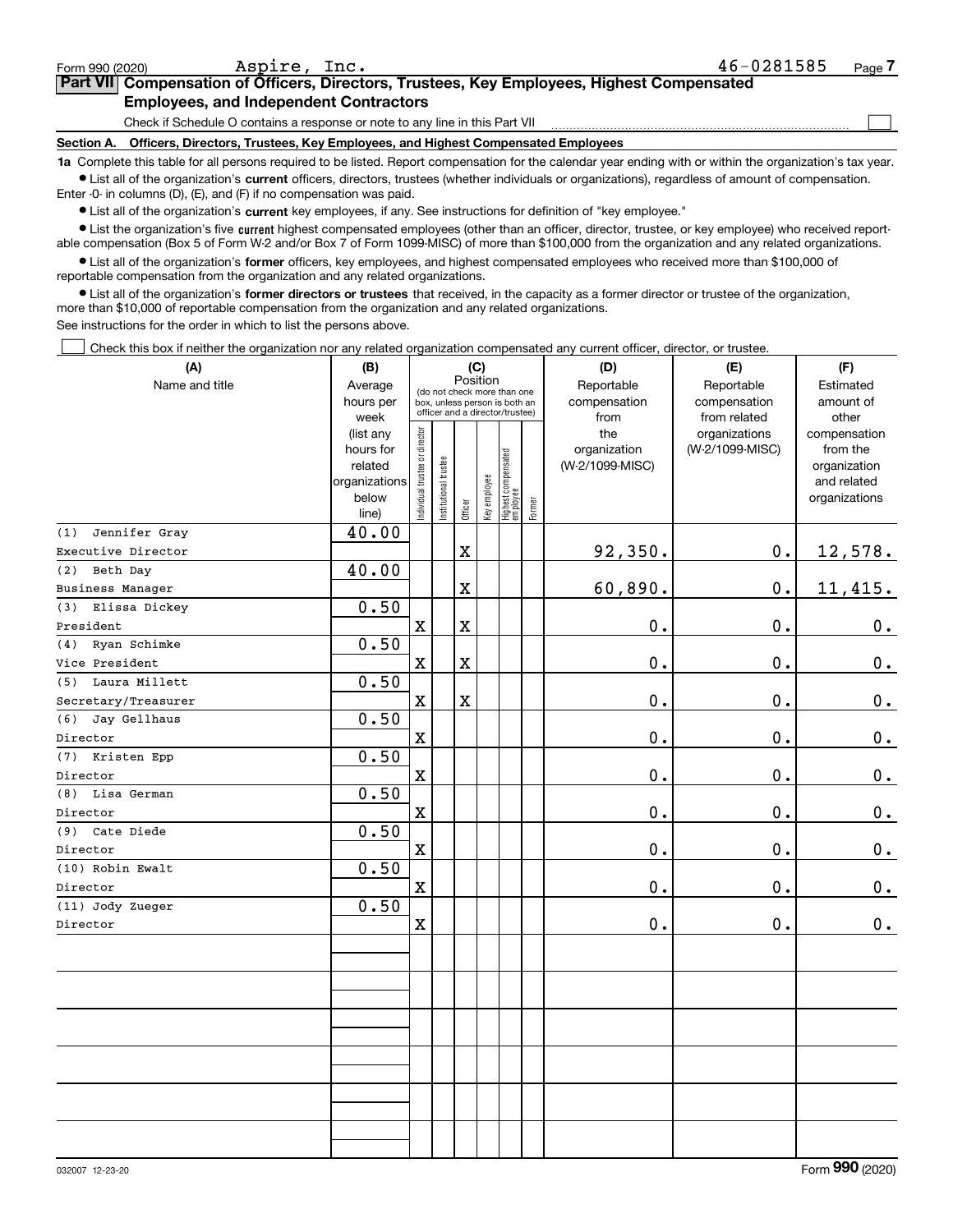Form 990 (2020) Aspire, Inc. 46-0281585 Page 7

## Part VII Compensation of Officers, Directors, Trustees, Key Employees, Highest Compensated Employees, and Independent Contractors

Check if Schedule O contains a response or note to any line in this Part VII ☐

### Section A. Officers, Directors, Trustees, Key Employees, and Highest Compensated Employees

**1a** Complete this table for all persons required to be listed. Report compensation for the calendar year ending with or within the organization's tax year.

- List all of the organization's **current** officers, directors, trustees (whether individuals or organizations), regardless of amount of compensation. Enter -0- in columns (D), (E), and (F) if no compensation was paid.
- List all of the organization's **current** key employees, if any. See instructions for definition of "key employee."
- List the organization's five **current** highest compensated employees (other than an officer, director, trustee, or key employee) who received reportable compensation (Box 5 of Form W-2 and/or Box 7 of Form 1099-MISC) of more than $100,000 from the organization and any related organizations.
- List all of the organization's **former** officers, key employees, and highest compensated employees who received more than $100,000 of reportable compensation from the organization and any related organizations.
- List all of the organization's **former directors or trustees** that received, in the capacity as a former director or trustee of the organization, more than $10,000 of reportable compensation from the organization and any related organizations.

See instructions for the order in which to list the persons above.

☐ Check this box if neither the organization nor any related organization compensated any current officer, director, or trustee.

| (A) Name and title | (B) Average hours per week (list any hours for related organizations below line) | (C) Position (do not check more than one box, unless person is both an officer and a director/trustee) | | | | | | (D) Reportable compensation from the organization (W-2/1099-MISC) | (E) Reportable compensation from related organizations (W-2/1099-MISC) | (F) Estimated amount of other compensation from the organization and related organizations |
|---|---|---|---|---|---|---|---|---|---|---|
| | | Individual trustee or director | Institutional trustee | Officer | Key employee | Highest compensated employee | Former | | | |
| (1) Jennifer Gray<br>Executive Director | 40.00 | | | X | | | | 92,350. | 0. | 12,578. |
| (2) Beth Day<br>Business Manager | 40.00 | | | X | | | | 60,890. | 0. | 11,415. |
| (3) Elissa Dickey<br>President | 0.50 | X | | X | | | | 0. | 0. | 0. |
| (4) Ryan Schimke<br>Vice President | 0.50 | X | | X | | | | 0. | 0. | 0. |
| (5) Laura Millett<br>Secretary/Treasurer | 0.50 | X | | X | | | | 0. | 0. | 0. |
| (6) Jay Gellhaus<br>Director | 0.50 | X | | | | | | 0. | 0. | 0. |
| (7) Kristen Epp<br>Director | 0.50 | X | | | | | | 0. | 0. | 0. |
| (8) Lisa German<br>Director | 0.50 | X | | | | | | 0. | 0. | 0. |
| (9) Cate Diede<br>Director | 0.50 | X | | | | | | 0. | 0. | 0. |
| (10) Robin Ewalt<br>Director | 0.50 | X | | | | | | 0. | 0. | 0. |
| (11) Jody Zueger<br>Director | 0.50 | X | | | | | | 0. | 0. | 0. |

032007 12-23-20 Form **990** (2020)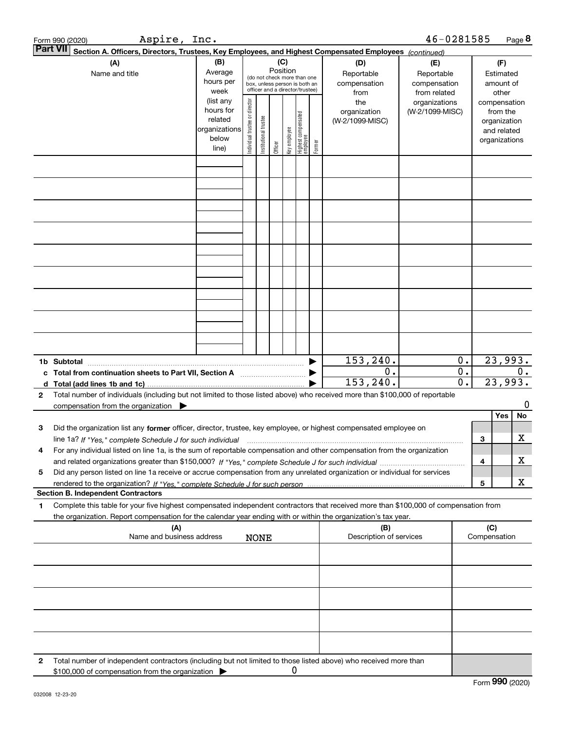Form 990 (2020) Aspire, Inc. 46-0281585

**Part VII Section A. Officers, Directors, Trustees, Key Employees, and Highest Compensated Employees** *(continued)*

| (A) Name and title | (B) Average hours per week (list any hours for related organizations below line) | (C) Position (do not check more than one box, unless person is both an officer and a director/trustee): Individual trustee or director | Institutional trustee | Officer | Key employee | Highest compensated employee | Former | (D) Reportable compensation from the organization (W-2/1099-MISC) | (E) Reportable compensation from related organizations (W-2/1099-MISC) | (F) Estimated amount of other compensation from the organization and related organizations |
|---|---|---|---|---|---|---|---|---|---|---|
| | | | | | | | | | | |
| | | | | | | | | | | |
| | | | | | | | | | | |
| | | | | | | | | | | |
| | | | | | | | | | | |
| | | | | | | | | | | |
| | | | | | | | | | | |
| | | | | | | | | | | |
| | | | | | | | | | | |
| **1b Subtotal** | | | | | | | | 153,240. | 0. | 23,993. |
| **c Total from continuation sheets to Part VII, Section A** | | | | | | | | 0. | 0. | 0. |
| **d Total (add lines 1b and 1c)** | | | | | | | | 153,240. | 0. | 23,993. |

**2** Total number of individuals (including but not limited to those listed above) who received more than $100,000 of reportable compensation from the organization ▶ 0

| | | Yes | No |
|---|---|---|---|
| **3** Did the organization list any **former** officer, director, trustee, key employee, or highest compensated employee on line 1a? *If "Yes," complete Schedule J for such individual* | 3 | | X |
| **4** For any individual listed on line 1a, is the sum of reportable compensation and other compensation from the organization and related organizations greater than $150,000? *If "Yes," complete Schedule J for such individual* | 4 | | X |
| **5** Did any person listed on line 1a receive or accrue compensation from any unrelated organization or individual for services rendered to the organization? *If "Yes," complete Schedule J for such person* | 5 | | X |

**Section B. Independent Contractors**

**1** Complete this table for your five highest compensated independent contractors that received more than $100,000 of compensation from the organization. Report compensation for the calendar year ending with or within the organization's tax year.

| (A) Name and business address NONE | (B) Description of services | (C) Compensation |
|---|---|---|
| | | |
| | | |
| | | |
| | | |
| | | |

**2** Total number of independent contractors (including but not limited to those listed above) who received more than $100,000 of compensation from the organization ▶ 0

Form **990** (2020)

032008 12-23-20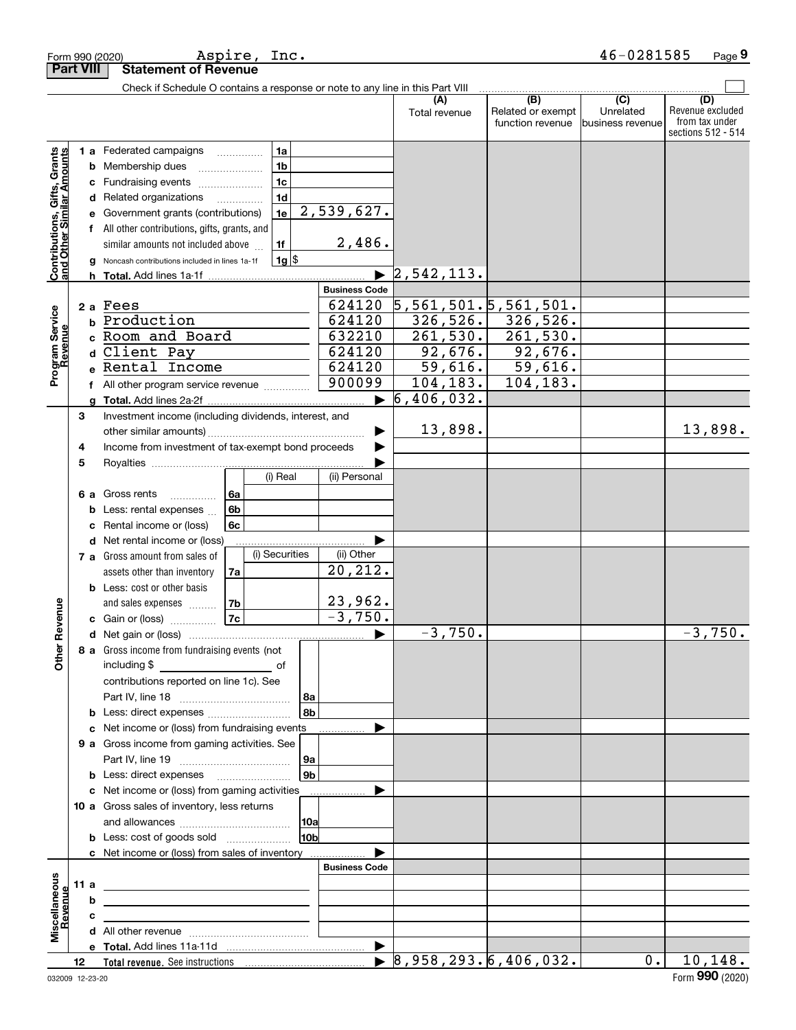Form 990 (2020) Aspire, Inc. 46-0281585 Page 9

**Part VIII Statement of Revenue**

Check if Schedule O contains a response or note to any line in this Part VIII

| | | | | (A) Total revenue | (B) Related or exempt function revenue | (C) Unrelated business revenue | (D) Revenue excluded from tax under sections 512 - 514 |
|---|---|---|---|---|---|---|---|
| **Contributions, Gifts, Grants and Other Similar Amounts** | 1 a Federated campaigns | 1a | | | | | |
| | b Membership dues | 1b | | | | | |
| | c Fundraising events | 1c | | | | | |
| | d Related organizations | 1d | | | | | |
| | e Government grants (contributions) | 1e | 2,539,627. | | | | |
| | f All other contributions, gifts, grants, and similar amounts not included above | 1f | 2,486. | | | | |
| | g Noncash contributions included in lines 1a-1f | 1g | $ | | | | |
| | h **Total.** Add lines 1a-1f | | ▶ | 2,542,113. | | | |
| | | | **Business Code** | | | | |
| **Program Service Revenue** | 2 a Fees | | 624120 | 5,561,501. | 5,561,501. | | |
| | b Production | | 624120 | 326,526. | 326,526. | | |
| | c Room and Board | | 632210 | 261,530. | 261,530. | | |
| | d Client Pay | | 624120 | 92,676. | 92,676. | | |
| | e Rental Income | | 624120 | 59,616. | 59,616. | | |
| | f All other program service revenue | | 900099 | 104,183. | 104,183. | | |
| | g **Total.** Add lines 2a-2f | | ▶ | 6,406,032. | | | |
| **Other Revenue** | 3 Investment income (including dividends, interest, and other similar amounts) | | ▶ | 13,898. | | | 13,898. |
| | 4 Income from investment of tax-exempt bond proceeds | | ▶ | | | | |
| | 5 Royalties | | ▶ | | | | |
| | | (i) Real | (ii) Personal | | | | |
| | 6 a Gross rents 6a | | | | | | |
| | b Less: rental expenses 6b | | | | | | |
| | c Rental income or (loss) 6c | | | | | | |
| | d Net rental income or (loss) | | ▶ | | | | |
| | | (i) Securities | (ii) Other | | | | |
| | 7 a Gross amount from sales of assets other than inventory 7a | | 20,212. | | | | |
| | b Less: cost or other basis and sales expenses 7b | | 23,962. | | | | |
| | c Gain or (loss) 7c | | -3,750. | | | | |
| | d Net gain or (loss) | | ▶ | -3,750. | | | -3,750. |
| | 8 a Gross income from fundraising events (not including $ ______ of contributions reported on line 1c). See Part IV, line 18 | 8a | | | | | |
| | b Less: direct expenses | 8b | | | | | |
| | c Net income or (loss) from fundraising events | | ▶ | | | | |
| | 9 a Gross income from gaming activities. See Part IV, line 19 | 9a | | | | | |
| | b Less: direct expenses | 9b | | | | | |
| | c Net income or (loss) from gaming activities | | ▶ | | | | |
| | 10 a Gross sales of inventory, less returns and allowances | 10a | | | | | |
| | b Less: cost of goods sold | 10b | | | | | |
| | c Net income or (loss) from sales of inventory | | ▶ | | | | |
| | | | **Business Code** | | | | |
| **Miscellaneous Revenue** | 11 a | | | | | | |
| | b | | | | | | |
| | c | | | | | | |
| | d All other revenue | | | | | | |
| | e **Total.** Add lines 11a-11d | | ▶ | | | | |
| | 12 **Total revenue.** See instructions | | ▶ | 8,958,293. | 6,406,032. | 0. | 10,148. |

032009 12-23-20 Form **990** (2020)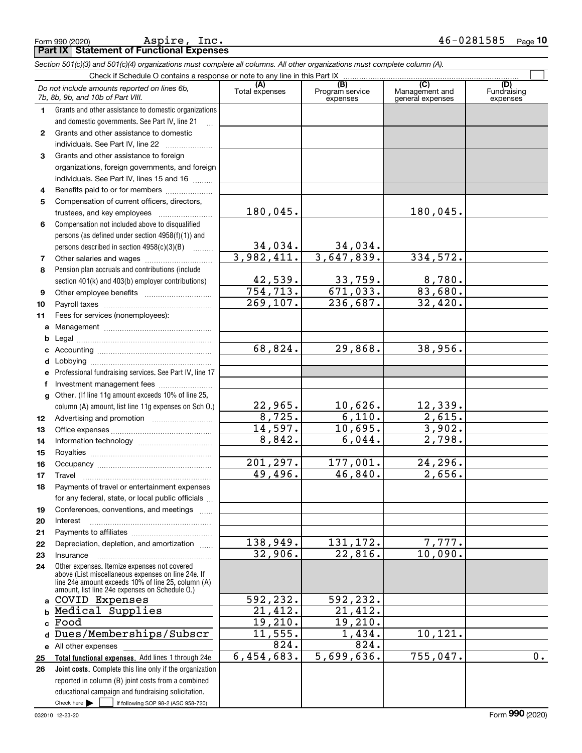Form 990 (2020) Aspire, Inc. 46-0281585

## Part IX Statement of Functional Expenses

*Section 501(c)(3) and 501(c)(4) organizations must complete all columns. All other organizations must complete column (A).*

Check if Schedule O contains a response or note to any line in this Part IX

| | *Do not include amounts reported on lines 6b, 7b, 8b, 9b, and 10b of Part VIII.* | (A) Total expenses | (B) Program service expenses | (C) Management and general expenses | (D) Fundraising expenses |
|---|---|---|---|---|---|
| 1 | Grants and other assistance to domestic organizations and domestic governments. See Part IV, line 21 | | | | |
| 2 | Grants and other assistance to domestic individuals. See Part IV, line 22 | | | | |
| 3 | Grants and other assistance to foreign organizations, foreign governments, and foreign individuals. See Part IV, lines 15 and 16 | | | | |
| 4 | Benefits paid to or for members | | | | |
| 5 | Compensation of current officers, directors, trustees, and key employees | 180,045. | | 180,045. | |
| 6 | Compensation not included above to disqualified persons (as defined under section 4958(f)(1)) and persons described in section 4958(c)(3)(B) | 34,034. | 34,034. | | |
| 7 | Other salaries and wages | 3,982,411. | 3,647,839. | 334,572. | |
| 8 | Pension plan accruals and contributions (include section 401(k) and 403(b) employer contributions) | 42,539. | 33,759. | 8,780. | |
| 9 | Other employee benefits | 754,713. | 671,033. | 83,680. | |
| 10 | Payroll taxes | 269,107. | 236,687. | 32,420. | |
| 11 | Fees for services (nonemployees): | | | | |
| a | Management | | | | |
| b | Legal | | | | |
| c | Accounting | 68,824. | 29,868. | 38,956. | |
| d | Lobbying | | | | |
| e | Professional fundraising services. See Part IV, line 17 | | | | |
| f | Investment management fees | | | | |
| g | Other. (If line 11g amount exceeds 10% of line 25, column (A) amount, list line 11g expenses on Sch O.) | 22,965. | 10,626. | 12,339. | |
| 12 | Advertising and promotion | 8,725. | 6,110. | 2,615. | |
| 13 | Office expenses | 14,597. | 10,695. | 3,902. | |
| 14 | Information technology | 8,842. | 6,044. | 2,798. | |
| 15 | Royalties | | | | |
| 16 | Occupancy | 201,297. | 177,001. | 24,296. | |
| 17 | Travel | 49,496. | 46,840. | 2,656. | |
| 18 | Payments of travel or entertainment expenses for any federal, state, or local public officials | | | | |
| 19 | Conferences, conventions, and meetings | | | | |
| 20 | Interest | | | | |
| 21 | Payments to affiliates | | | | |
| 22 | Depreciation, depletion, and amortization | 138,949. | 131,172. | 7,777. | |
| 23 | Insurance | 32,906. | 22,816. | 10,090. | |
| 24 | Other expenses. Itemize expenses not covered above (List miscellaneous expenses on line 24e. If line 24e amount exceeds 10% of line 25, column (A) amount, list line 24e expenses on Schedule O.) | | | | |
| a | COVID Expenses | 592,232. | 592,232. | | |
| b | Medical Supplies | 21,412. | 21,412. | | |
| c | Food | 19,210. | 19,210. | | |
| d | Dues/Memberships/Subscr | 11,555. | 1,434. | 10,121. | |
| e | All other expenses | 824. | 824. | | |
| 25 | **Total functional expenses.** Add lines 1 through 24e | 6,454,683. | 5,699,636. | 755,047. | 0. |
| 26 | **Joint costs.** Complete this line only if the organization reported in column (B) joint costs from a combined educational campaign and fundraising solicitation. Check here ☐ if following SOP 98-2 (ASC 958-720) | | | | |

032010 12-23-20 Form **990** (2020)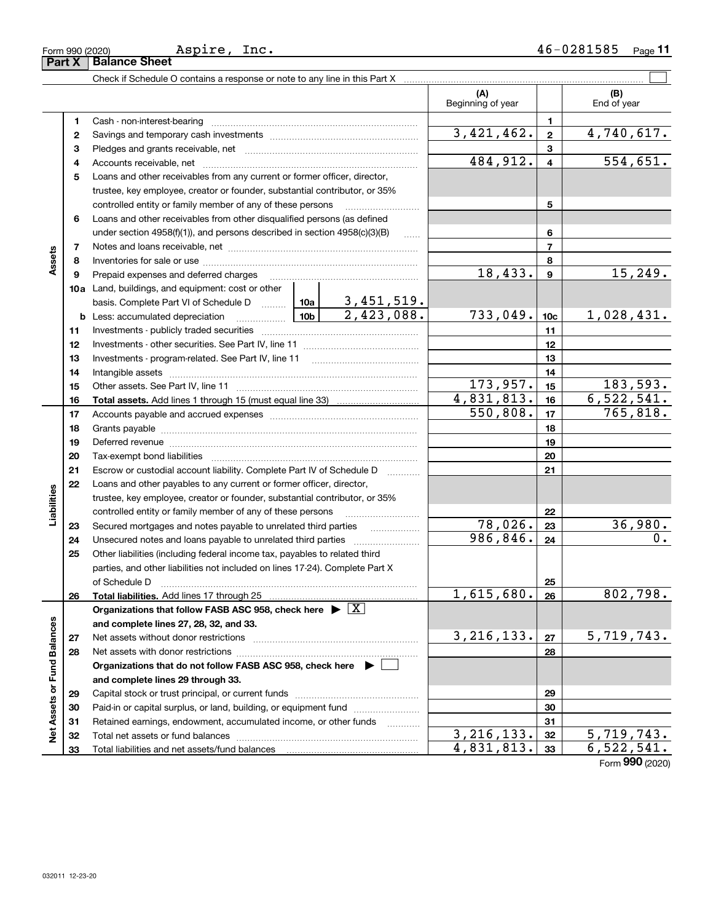Form 990 (2020) Aspire, Inc. 46-0281585

## Part X Balance Sheet

Check if Schedule O contains a response or note to any line in this Part X

| | | | | (A) Beginning of year | | (B) End of year |
|---|---|---|---|---|---|---|
| Assets | 1 | Cash - non-interest-bearing | | | 1 | |
| | 2 | Savings and temporary cash investments | | 3,421,462. | 2 | 4,740,617. |
| | 3 | Pledges and grants receivable, net | | | 3 | |
| | 4 | Accounts receivable, net | | 484,912. | 4 | 554,651. |
| | 5 | Loans and other receivables from any current or former officer, director, trustee, key employee, creator or founder, substantial contributor, or 35% controlled entity or family member of any of these persons | | | 5 | |
| | 6 | Loans and other receivables from other disqualified persons (as defined under section 4958(f)(1)), and persons described in section 4958(c)(3)(B) | | | 6 | |
| | 7 | Notes and loans receivable, net | | | 7 | |
| | 8 | Inventories for sale or use | | | 8 | |
| | 9 | Prepaid expenses and deferred charges | | 18,433. | 9 | 15,249. |
| | 10a | Land, buildings, and equipment: cost or other basis. Complete Part VI of Schedule D | 10a 3,451,519. | | | |
| | b | Less: accumulated depreciation | 10b 2,423,088. | 733,049. | 10c | 1,028,431. |
| | 11 | Investments - publicly traded securities | | | 11 | |
| | 12 | Investments - other securities. See Part IV, line 11 | | | 12 | |
| | 13 | Investments - program-related. See Part IV, line 11 | | | 13 | |
| | 14 | Intangible assets | | | 14 | |
| | 15 | Other assets. See Part IV, line 11 | | 173,957. | 15 | 183,593. |
| | 16 | **Total assets.** Add lines 1 through 15 (must equal line 33) | | 4,831,813. | 16 | 6,522,541. |
| Liabilities | 17 | Accounts payable and accrued expenses | | 550,808. | 17 | 765,818. |
| | 18 | Grants payable | | | 18 | |
| | 19 | Deferred revenue | | | 19 | |
| | 20 | Tax-exempt bond liabilities | | | 20 | |
| | 21 | Escrow or custodial account liability. Complete Part IV of Schedule D | | | 21 | |
| | 22 | Loans and other payables to any current or former officer, director, trustee, key employee, creator or founder, substantial contributor, or 35% controlled entity or family member of any of these persons | | | 22 | |
| | 23 | Secured mortgages and notes payable to unrelated third parties | | 78,026. | 23 | 36,980. |
| | 24 | Unsecured notes and loans payable to unrelated third parties | | 986,846. | 24 | 0. |
| | 25 | Other liabilities (including federal income tax, payables to related third parties, and other liabilities not included on lines 17-24). Complete Part X of Schedule D | | | 25 | |
| | 26 | **Total liabilities.** Add lines 17 through 25 | | 1,615,680. | 26 | 802,798. |
| Net Assets or Fund Balances | | **Organizations that follow FASB ASC 958, check here ▶ [X] and complete lines 27, 28, 32, and 33.** | | | | |
| | 27 | Net assets without donor restrictions | | 3,216,133. | 27 | 5,719,743. |
| | 28 | Net assets with donor restrictions | | | 28 | |
| | | **Organizations that do not follow FASB ASC 958, check here ▶ [ ] and complete lines 29 through 33.** | | | | |
| | 29 | Capital stock or trust principal, or current funds | | | 29 | |
| | 30 | Paid-in or capital surplus, or land, building, or equipment fund | | | 30 | |
| | 31 | Retained earnings, endowment, accumulated income, or other funds | | | 31 | |
| | 32 | Total net assets or fund balances | | 3,216,133. | 32 | 5,719,743. |
| | 33 | Total liabilities and net assets/fund balances | | 4,831,813. | 33 | 6,522,541. |

Form 990 (2020)

032011 12-23-20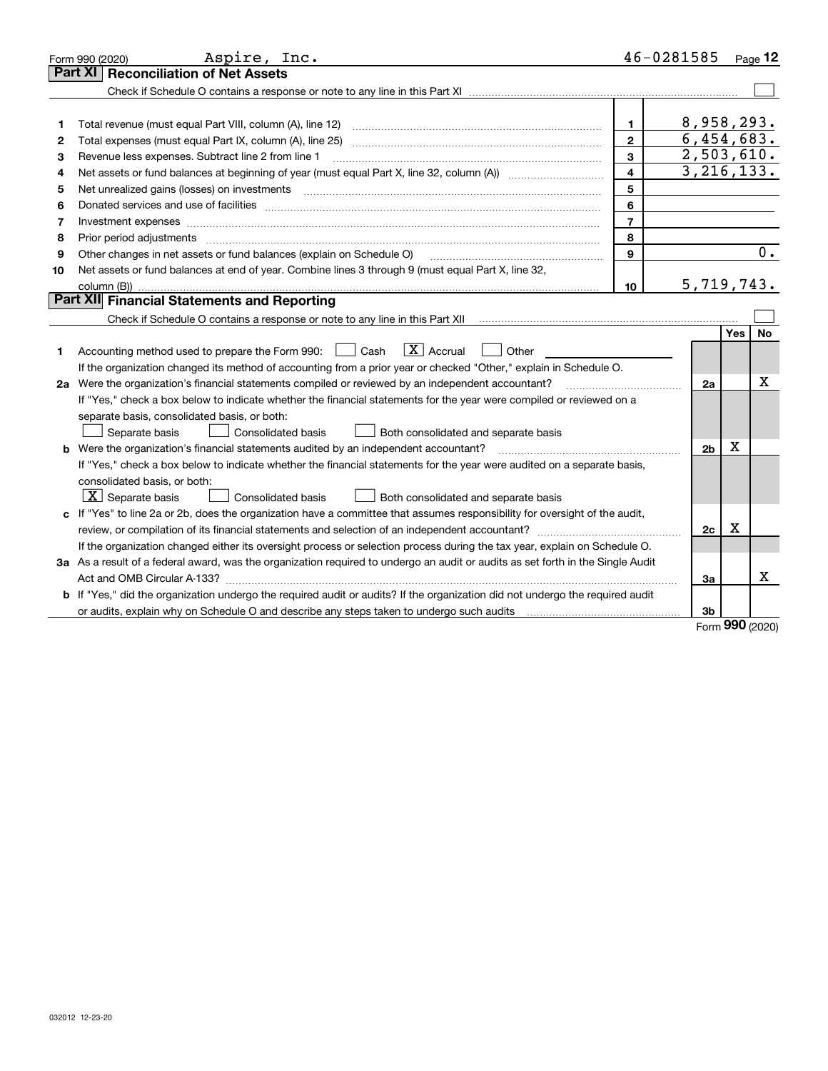Form 990 (2020) Aspire, Inc. 46-0281585 Page 12

## Part XI Reconciliation of Net Assets

Check if Schedule O contains a response or note to any line in this Part XI ☐

| | | | |
|---|---|---|---|
| 1 | Total revenue (must equal Part VIII, column (A), line 12) | 1 | 8,958,293. |
| 2 | Total expenses (must equal Part IX, column (A), line 25) | 2 | 6,454,683. |
| 3 | Revenue less expenses. Subtract line 2 from line 1 | 3 | 2,503,610. |
| 4 | Net assets or fund balances at beginning of year (must equal Part X, line 32, column (A)) | 4 | 3,216,133. |
| 5 | Net unrealized gains (losses) on investments | 5 | |
| 6 | Donated services and use of facilities | 6 | |
| 7 | Investment expenses | 7 | |
| 8 | Prior period adjustments | 8 | |
| 9 | Other changes in net assets or fund balances (explain on Schedule O) | 9 | 0. |
| 10 | Net assets or fund balances at end of year. Combine lines 3 through 9 (must equal Part X, line 32, column (B)) | 10 | 5,719,743. |

## Part XII Financial Statements and Reporting

Check if Schedule O contains a response or note to any line in this Part XII ☐

| | | | Yes | No |
|---|---|---|---|---|
| 1 | Accounting method used to prepare the Form 990: ☐ Cash ☒ Accrual ☐ Other<br>If the organization changed its method of accounting from a prior year or checked "Other," explain in Schedule O. | | | |
| 2a | Were the organization's financial statements compiled or reviewed by an independent accountant?<br>If "Yes," check a box below to indicate whether the financial statements for the year were compiled or reviewed on a separate basis, consolidated basis, or both:<br>☐ Separate basis ☐ Consolidated basis ☐ Both consolidated and separate basis | 2a | | X |
| b | Were the organization's financial statements audited by an independent accountant?<br>If "Yes," check a box below to indicate whether the financial statements for the year were audited on a separate basis, consolidated basis, or both:<br>☒ Separate basis ☐ Consolidated basis ☐ Both consolidated and separate basis | 2b | X | |
| c | If "Yes" to line 2a or 2b, does the organization have a committee that assumes responsibility for oversight of the audit, review, or compilation of its financial statements and selection of an independent accountant?<br>If the organization changed either its oversight process or selection process during the tax year, explain on Schedule O. | 2c | X | |
| 3a | As a result of a federal award, was the organization required to undergo an audit or audits as set forth in the Single Audit Act and OMB Circular A-133? | 3a | | X |
| b | If "Yes," did the organization undergo the required audit or audits? If the organization did not undergo the required audit or audits, explain why on Schedule O and describe any steps taken to undergo such audits | 3b | | |

Form **990** (2020)

032012 12-23-20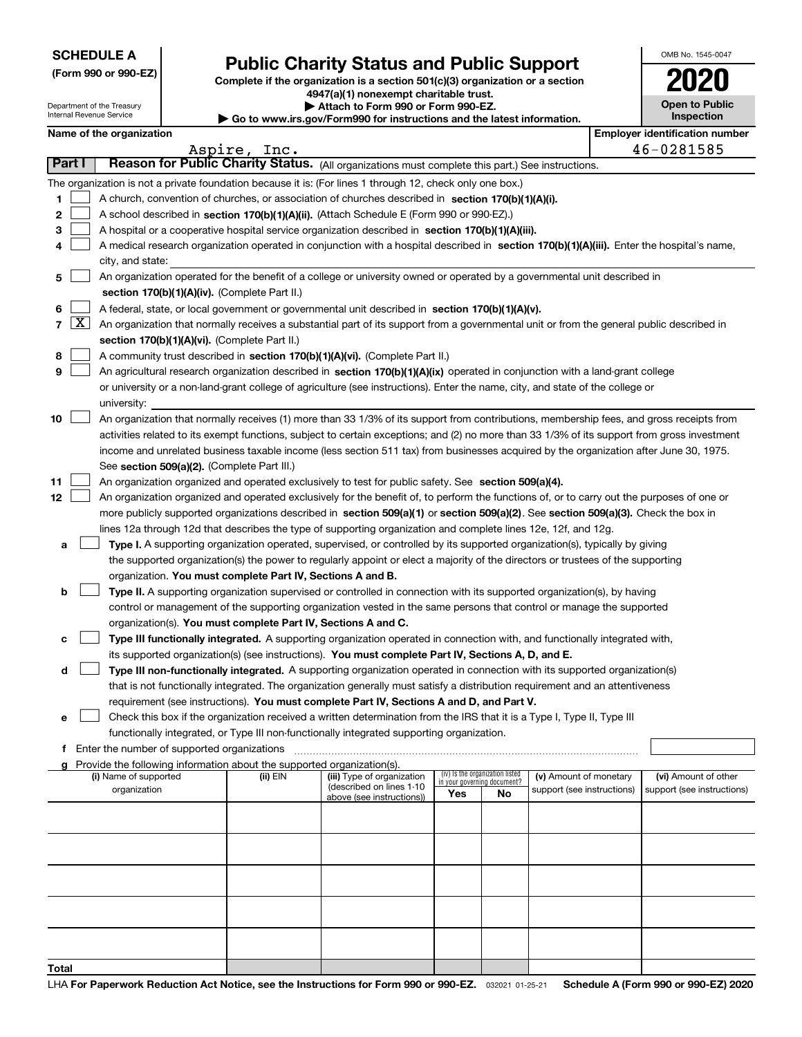**SCHEDULE A**
**(Form 990 or 990-EZ)**

Department of the Treasury
Internal Revenue Service

# Public Charity Status and Public Support

**Complete if the organization is a section 501(c)(3) organization or a section 4947(a)(1) nonexempt charitable trust.**
**▶ Attach to Form 990 or Form 990-EZ.**
**▶ Go to www.irs.gov/Form990 for instructions and the latest information.**

OMB No. 1545-0047
**2020**
**Open to Public Inspection**

**Name of the organization:** Aspire, Inc.
**Employer identification number:** 46-0281585

## Part I Reason for Public Charity Status. (All organizations must complete this part.) See instructions.

The organization is not a private foundation because it is: (For lines 1 through 12, check only one box.)

1. ☐ A church, convention of churches, or association of churches described in **section 170(b)(1)(A)(i).**
2. ☐ A school described in **section 170(b)(1)(A)(ii).** (Attach Schedule E (Form 990 or 990-EZ).)
3. ☐ A hospital or a cooperative hospital service organization described in **section 170(b)(1)(A)(iii).**
4. ☐ A medical research organization operated in conjunction with a hospital described in **section 170(b)(1)(A)(iii).** Enter the hospital's name, city, and state:
5. ☐ An organization operated for the benefit of a college or university owned or operated by a governmental unit described in **section 170(b)(1)(A)(iv).** (Complete Part II.)
6. ☐ A federal, state, or local government or governmental unit described in **section 170(b)(1)(A)(v).**
7. ☒ An organization that normally receives a substantial part of its support from a governmental unit or from the general public described in **section 170(b)(1)(A)(vi).** (Complete Part II.)
8. ☐ A community trust described in **section 170(b)(1)(A)(vi).** (Complete Part II.)
9. ☐ An agricultural research organization described in **section 170(b)(1)(A)(ix)** operated in conjunction with a land-grant college or university or a non-land-grant college of agriculture (see instructions). Enter the name, city, and state of the college or university:
10. ☐ An organization that normally receives (1) more than 33 1/3% of its support from contributions, membership fees, and gross receipts from activities related to its exempt functions, subject to certain exceptions; and (2) no more than 33 1/3% of its support from gross investment income and unrelated business taxable income (less section 511 tax) from businesses acquired by the organization after June 30, 1975. See **section 509(a)(2).** (Complete Part III.)
11. ☐ An organization organized and operated exclusively to test for public safety. See **section 509(a)(4).**
12. ☐ An organization organized and operated exclusively for the benefit of, to perform the functions of, or to carry out the purposes of one or more publicly supported organizations described in **section 509(a)(1)** or **section 509(a)(2).** See **section 509(a)(3).** Check the box in lines 12a through 12d that describes the type of supporting organization and complete lines 12e, 12f, and 12g.
   - **a** ☐ **Type I.** A supporting organization operated, supervised, or controlled by its supported organization(s), typically by giving the supported organization(s) the power to regularly appoint or elect a majority of the directors or trustees of the supporting organization. **You must complete Part IV, Sections A and B.**
   - **b** ☐ **Type II.** A supporting organization supervised or controlled in connection with its supported organization(s), by having control or management of the supporting organization vested in the same persons that control or manage the supported organization(s). **You must complete Part IV, Sections A and C.**
   - **c** ☐ **Type III functionally integrated.** A supporting organization operated in connection with, and functionally integrated with, its supported organization(s) (see instructions). **You must complete Part IV, Sections A, D, and E.**
   - **d** ☐ **Type III non-functionally integrated.** A supporting organization operated in connection with its supported organization(s) that is not functionally integrated. The organization generally must satisfy a distribution requirement and an attentiveness requirement (see instructions). **You must complete Part IV, Sections A and D, and Part V.**
   - **e** ☐ Check this box if the organization received a written determination from the IRS that it is a Type I, Type II, Type III functionally integrated, or Type III non-functionally integrated supporting organization.
   - **f** Enter the number of supported organizations
   - **g** Provide the following information about the supported organization(s).

| (i) Name of supported organization | (ii) EIN | (iii) Type of organization (described on lines 1-10 above (see instructions)) | (iv) Is the organization listed in your governing document? Yes | No | (v) Amount of monetary support (see instructions) | (vi) Amount of other support (see instructions) |
|---|---|---|---|---|---|---|
| | | | | | | |
| | | | | | | |
| | | | | | | |
| | | | | | | |
| | | | | | | |
| **Total** | | | | | | |

LHA **For Paperwork Reduction Act Notice, see the Instructions for Form 990 or 990-EZ.** 032021 01-25-21 **Schedule A (Form 990 or 990-EZ) 2020**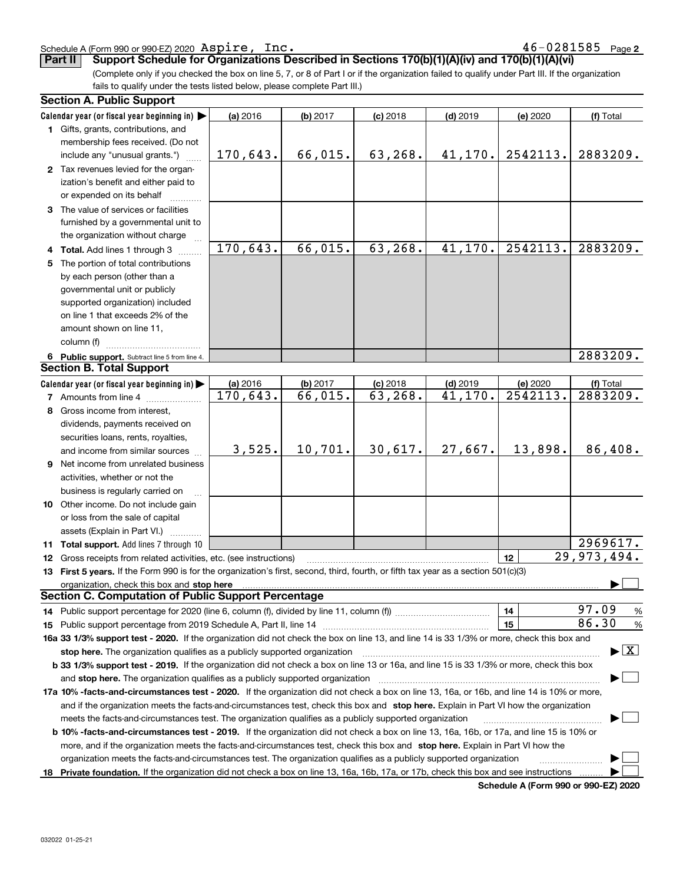Schedule A (Form 990 or 990-EZ) 2020 Aspire, Inc. 46-0281585 Page 2

**Part II Support Schedule for Organizations Described in Sections 170(b)(1)(A)(iv) and 170(b)(1)(A)(vi)**

(Complete only if you checked the box on line 5, 7, or 8 of Part I or if the organization failed to qualify under Part III. If the organization fails to qualify under the tests listed below, please complete Part III.)

### Section A. Public Support

| Calendar year (or fiscal year beginning in) ▶ | (a) 2016 | (b) 2017 | (c) 2018 | (d) 2019 | (e) 2020 | (f) Total |
|---|---|---|---|---|---|---|
| **1** Gifts, grants, contributions, and membership fees received. (Do not include any "unusual grants.") | 170,643. | 66,015. | 63,268. | 41,170. | 2542113. | 2883209. |
| **2** Tax revenues levied for the organization's benefit and either paid to or expended on its behalf | | | | | | |
| **3** The value of services or facilities furnished by a governmental unit to the organization without charge | | | | | | |
| **4** **Total.** Add lines 1 through 3 | 170,643. | 66,015. | 63,268. | 41,170. | 2542113. | 2883209. |
| **5** The portion of total contributions by each person (other than a governmental unit or publicly supported organization) included on line 1 that exceeds 2% of the amount shown on line 11, column (f) | | | | | | |
| **6** **Public support.** Subtract line 5 from line 4. | | | | | | 2883209. |

### Section B. Total Support

| Calendar year (or fiscal year beginning in) ▶ | (a) 2016 | (b) 2017 | (c) 2018 | (d) 2019 | (e) 2020 | (f) Total |
|---|---|---|---|---|---|---|
| **7** Amounts from line 4 | 170,643. | 66,015. | 63,268. | 41,170. | 2542113. | 2883209. |
| **8** Gross income from interest, dividends, payments received on securities loans, rents, royalties, and income from similar sources | 3,525. | 10,701. | 30,617. | 27,667. | 13,898. | 86,408. |
| **9** Net income from unrelated business activities, whether or not the business is regularly carried on | | | | | | |
| **10** Other income. Do not include gain or loss from the sale of capital assets (Explain in Part VI.) | | | | | | |
| **11** **Total support.** Add lines 7 through 10 | | | | | | 2969617. |

**12** Gross receipts from related activities, etc. (see instructions) ..... **12** 29,973,494.

**13** **First 5 years.** If the Form 990 is for the organization's first, second, third, fourth, or fifth tax year as a section 501(c)(3) organization, check this box and **stop here** ▶ ☐

### Section C. Computation of Public Support Percentage

**14** Public support percentage for 2020 (line 6, column (f), divided by line 11, column (f)) ..... **14** 97.09 %

**15** Public support percentage from 2019 Schedule A, Part II, line 14 ..... **15** 86.30 %

**16a 33 1/3% support test - 2020.** If the organization did not check the box on line 13, and line 14 is 33 1/3% or more, check this box and **stop here.** The organization qualifies as a publicly supported organization ▶ ☒

**b 33 1/3% support test - 2019.** If the organization did not check a box on line 13 or 16a, and line 15 is 33 1/3% or more, check this box and **stop here.** The organization qualifies as a publicly supported organization ▶ ☐

**17a 10% -facts-and-circumstances test - 2020.** If the organization did not check a box on line 13, 16a, or 16b, and line 14 is 10% or more, and if the organization meets the facts-and-circumstances test, check this box and **stop here.** Explain in Part VI how the organization meets the facts-and-circumstances test. The organization qualifies as a publicly supported organization ▶ ☐

**b 10% -facts-and-circumstances test - 2019.** If the organization did not check a box on line 13, 16a, 16b, or 17a, and line 15 is 10% or more, and if the organization meets the facts-and-circumstances test, check this box and **stop here.** Explain in Part VI how the organization meets the facts-and-circumstances test. The organization qualifies as a publicly supported organization ▶ ☐

**18** **Private foundation.** If the organization did not check a box on line 13, 16a, 16b, 17a, or 17b, check this box and see instructions ▶ ☐

**Schedule A (Form 990 or 990-EZ) 2020**

032022 01-25-21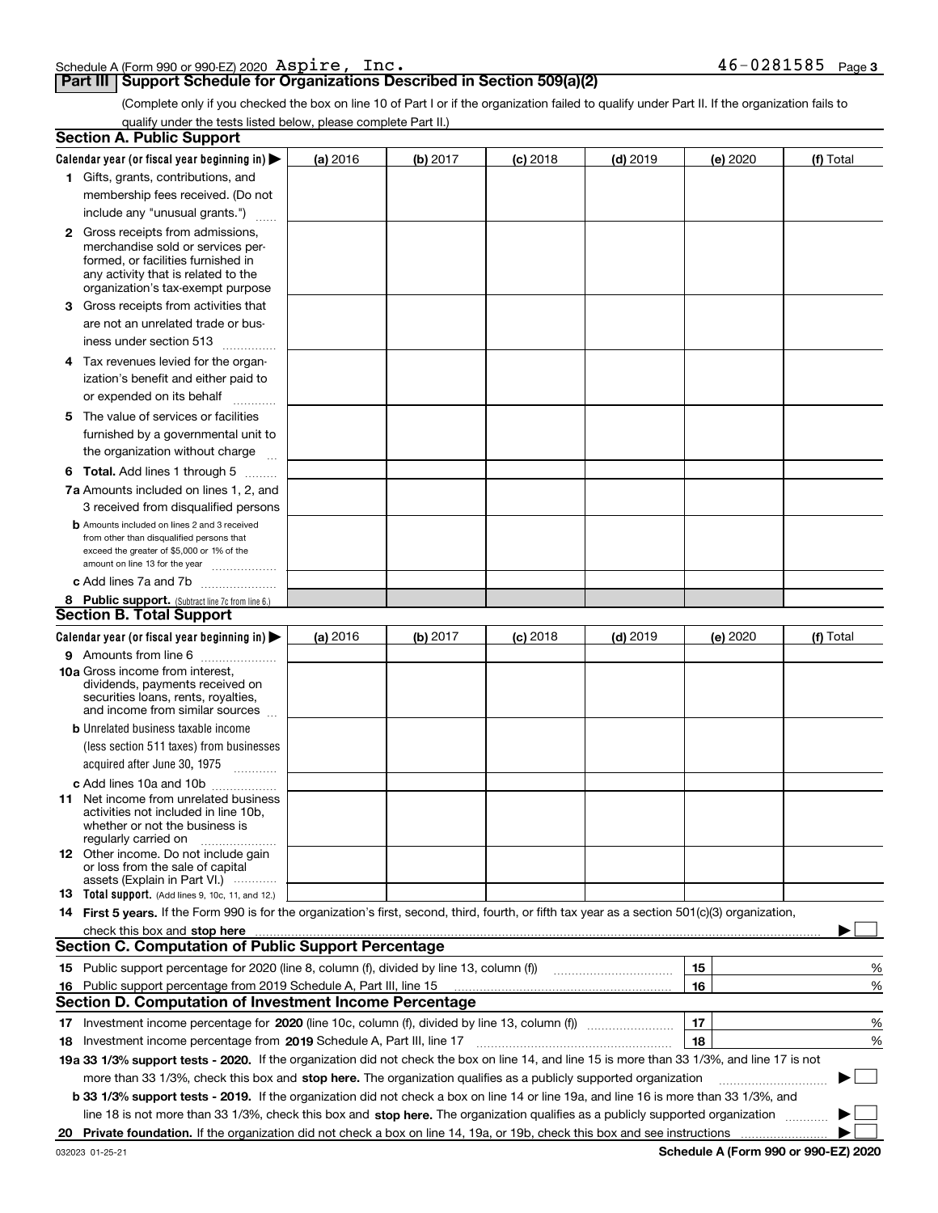Schedule A (Form 990 or 990-EZ) 2020 Aspire, Inc. 46-0281585

## Part III Support Schedule for Organizations Described in Section 509(a)(2)

(Complete only if you checked the box on line 10 of Part I or if the organization failed to qualify under Part II. If the organization fails to qualify under the tests listed below, please complete Part II.)

### Section A. Public Support

| Calendar year (or fiscal year beginning in) ▶ | (a) 2016 | (b) 2017 | (c) 2018 | (d) 2019 | (e) 2020 | (f) Total |
|---|---|---|---|---|---|---|
| 1 Gifts, grants, contributions, and membership fees received. (Do not include any "unusual grants.") | | | | | | |
| 2 Gross receipts from admissions, merchandise sold or services performed, or facilities furnished in any activity that is related to the organization's tax-exempt purpose | | | | | | |
| 3 Gross receipts from activities that are not an unrelated trade or business under section 513 | | | | | | |
| 4 Tax revenues levied for the organization's benefit and either paid to or expended on its behalf | | | | | | |
| 5 The value of services or facilities furnished by a governmental unit to the organization without charge | | | | | | |
| 6 **Total.** Add lines 1 through 5 | | | | | | |
| 7a Amounts included on lines 1, 2, and 3 received from disqualified persons | | | | | | |
| b Amounts included on lines 2 and 3 received from other than disqualified persons that exceed the greater of $5,000 or 1% of the amount on line 13 for the year | | | | | | |
| c Add lines 7a and 7b | | | | | | |
| 8 **Public support.** (Subtract line 7c from line 6.) | | | | | | |

### Section B. Total Support

| Calendar year (or fiscal year beginning in) ▶ | (a) 2016 | (b) 2017 | (c) 2018 | (d) 2019 | (e) 2020 | (f) Total |
|---|---|---|---|---|---|---|
| 9 Amounts from line 6 | | | | | | |
| 10a Gross income from interest, dividends, payments received on securities loans, rents, royalties, and income from similar sources | | | | | | |
| b Unrelated business taxable income (less section 511 taxes) from businesses acquired after June 30, 1975 | | | | | | |
| c Add lines 10a and 10b | | | | | | |
| 11 Net income from unrelated business activities not included in line 10b, whether or not the business is regularly carried on | | | | | | |
| 12 Other income. Do not include gain or loss from the sale of capital assets (Explain in Part VI.) | | | | | | |
| 13 **Total support.** (Add lines 9, 10c, 11, and 12.) | | | | | | |

14 **First 5 years.** If the Form 990 is for the organization's first, second, third, fourth, or fifth tax year as a section 501(c)(3) organization, check this box and **stop here** ▶ ☐

### Section C. Computation of Public Support Percentage

| | | |
|---|---|---|
| 15 Public support percentage for 2020 (line 8, column (f), divided by line 13, column (f)) | 15 | % |
| 16 Public support percentage from 2019 Schedule A, Part III, line 15 | 16 | % |

### Section D. Computation of Investment Income Percentage

| | | |
|---|---|---|
| 17 Investment income percentage for **2020** (line 10c, column (f), divided by line 13, column (f)) | 17 | % |
| 18 Investment income percentage from **2019** Schedule A, Part III, line 17 | 18 | % |

**19a 33 1/3% support tests - 2020.** If the organization did not check the box on line 14, and line 15 is more than 33 1/3%, and line 17 is not more than 33 1/3%, check this box and **stop here.** The organization qualifies as a publicly supported organization ▶ ☐

**b 33 1/3% support tests - 2019.** If the organization did not check a box on line 14 or line 19a, and line 16 is more than 33 1/3%, and line 18 is not more than 33 1/3%, check this box and **stop here.** The organization qualifies as a publicly supported organization ▶ ☐

**20 Private foundation.** If the organization did not check a box on line 14, 19a, or 19b, check this box and see instructions ▶ ☐

032023 01-25-21 **Schedule A (Form 990 or 990-EZ) 2020**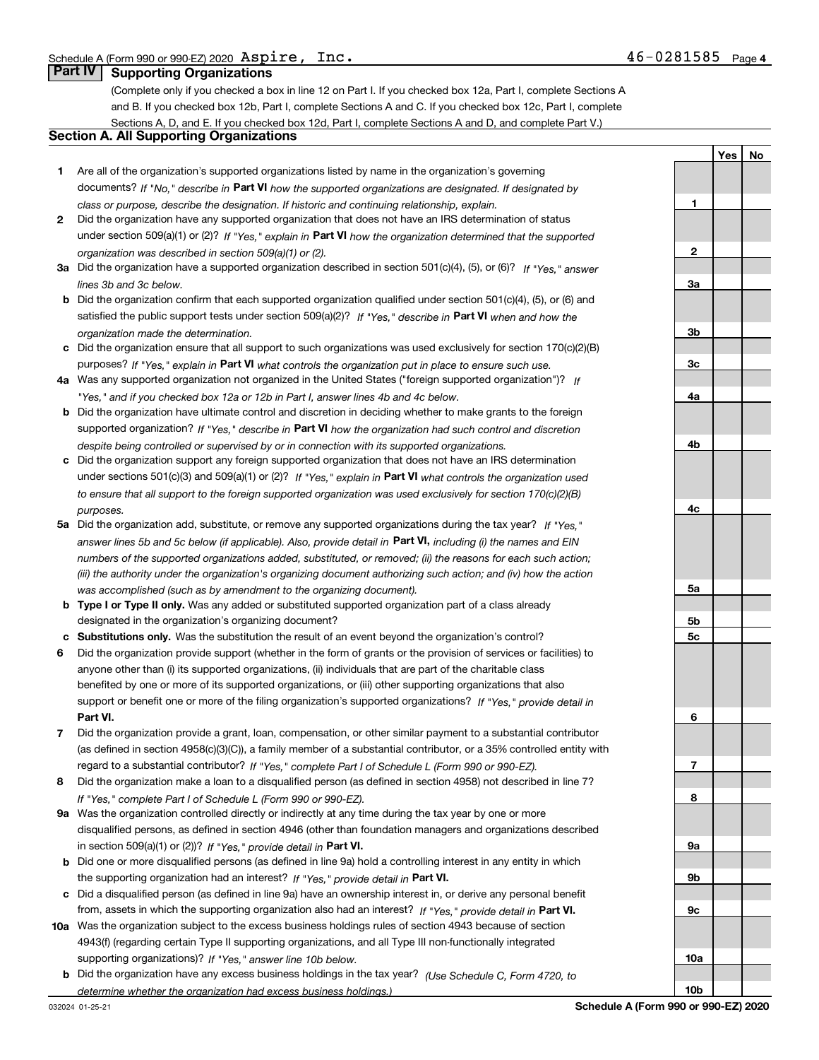Schedule A (Form 990 or 990-EZ) 2020 Aspire, Inc. 46-0281585 Page 4

## Part IV Supporting Organizations

(Complete only if you checked a box in line 12 on Part I. If you checked box 12a, Part I, complete Sections A and B. If you checked box 12b, Part I, complete Sections A and C. If you checked box 12c, Part I, complete Sections A, D, and E. If you checked box 12d, Part I, complete Sections A and D, and complete Part V.)

### Section A. All Supporting Organizations

| | | | Yes | No |
|---|---|---|---|---|
| **1** | Are all of the organization's supported organizations listed by name in the organization's governing documents? *If "No," describe in* **Part VI** *how the supported organizations are designated. If designated by class or purpose, describe the designation. If historic and continuing relationship, explain.* | **1** | | |
| **2** | Did the organization have any supported organization that does not have an IRS determination of status under section 509(a)(1) or (2)? *If "Yes," explain in* **Part VI** *how the organization determined that the supported organization was described in section 509(a)(1) or (2).* | **2** | | |
| **3a** | Did the organization have a supported organization described in section 501(c)(4), (5), or (6)? *If "Yes," answer lines 3b and 3c below.* | **3a** | | |
| **b** | Did the organization confirm that each supported organization qualified under section 501(c)(4), (5), or (6) and satisfied the public support tests under section 509(a)(2)? *If "Yes," describe in* **Part VI** *when and how the organization made the determination.* | **3b** | | |
| **c** | Did the organization ensure that all support to such organizations was used exclusively for section 170(c)(2)(B) purposes? *If "Yes," explain in* **Part VI** *what controls the organization put in place to ensure such use.* | **3c** | | |
| **4a** | Was any supported organization not organized in the United States ("foreign supported organization")? *If "Yes," and if you checked box 12a or 12b in Part I, answer lines 4b and 4c below.* | **4a** | | |
| **b** | Did the organization have ultimate control and discretion in deciding whether to make grants to the foreign supported organization? *If "Yes," describe in* **Part VI** *how the organization had such control and discretion despite being controlled or supervised by or in connection with its supported organizations.* | **4b** | | |
| **c** | Did the organization support any foreign supported organization that does not have an IRS determination under sections 501(c)(3) and 509(a)(1) or (2)? *If "Yes," explain in* **Part VI** *what controls the organization used to ensure that all support to the foreign supported organization was used exclusively for section 170(c)(2)(B) purposes.* | **4c** | | |
| **5a** | Did the organization add, substitute, or remove any supported organizations during the tax year? *If "Yes," answer lines 5b and 5c below (if applicable). Also, provide detail in* **Part VI,** *including (i) the names and EIN numbers of the supported organizations added, substituted, or removed; (ii) the reasons for each such action; (iii) the authority under the organization's organizing document authorizing such action; and (iv) how the action was accomplished (such as by amendment to the organizing document).* | **5a** | | |
| **b** | **Type I or Type II only.** Was any added or substituted supported organization part of a class already designated in the organization's organizing document? | **5b** | | |
| **c** | **Substitutions only.** Was the substitution the result of an event beyond the organization's control? | **5c** | | |
| **6** | Did the organization provide support (whether in the form of grants or the provision of services or facilities) to anyone other than (i) its supported organizations, (ii) individuals that are part of the charitable class benefited by one or more of its supported organizations, or (iii) other supporting organizations that also support or benefit one or more of the filing organization's supported organizations? *If "Yes," provide detail in* **Part VI.** | **6** | | |
| **7** | Did the organization provide a grant, loan, compensation, or other similar payment to a substantial contributor (as defined in section 4958(c)(3)(C)), a family member of a substantial contributor, or a 35% controlled entity with regard to a substantial contributor? *If "Yes," complete Part I of Schedule L (Form 990 or 990-EZ).* | **7** | | |
| **8** | Did the organization make a loan to a disqualified person (as defined in section 4958) not described in line 7? *If "Yes," complete Part I of Schedule L (Form 990 or 990-EZ).* | **8** | | |
| **9a** | Was the organization controlled directly or indirectly at any time during the tax year by one or more disqualified persons, as defined in section 4946 (other than foundation managers and organizations described in section 509(a)(1) or (2))? *If "Yes," provide detail in* **Part VI.** | **9a** | | |
| **b** | Did one or more disqualified persons (as defined in line 9a) hold a controlling interest in any entity in which the supporting organization had an interest? *If "Yes," provide detail in* **Part VI.** | **9b** | | |
| **c** | Did a disqualified person (as defined in line 9a) have an ownership interest in, or derive any personal benefit from, assets in which the supporting organization also had an interest? *If "Yes," provide detail in* **Part VI.** | **9c** | | |
| **10a** | Was the organization subject to the excess business holdings rules of section 4943 because of section 4943(f) (regarding certain Type II supporting organizations, and all Type III non-functionally integrated supporting organizations)? *If "Yes," answer line 10b below.* | **10a** | | |
| **b** | Did the organization have any excess business holdings in the tax year? *(Use Schedule C, Form 4720, to determine whether the organization had excess business holdings.)* | **10b** | | |

032024 01-25-21 **Schedule A (Form 990 or 990-EZ) 2020**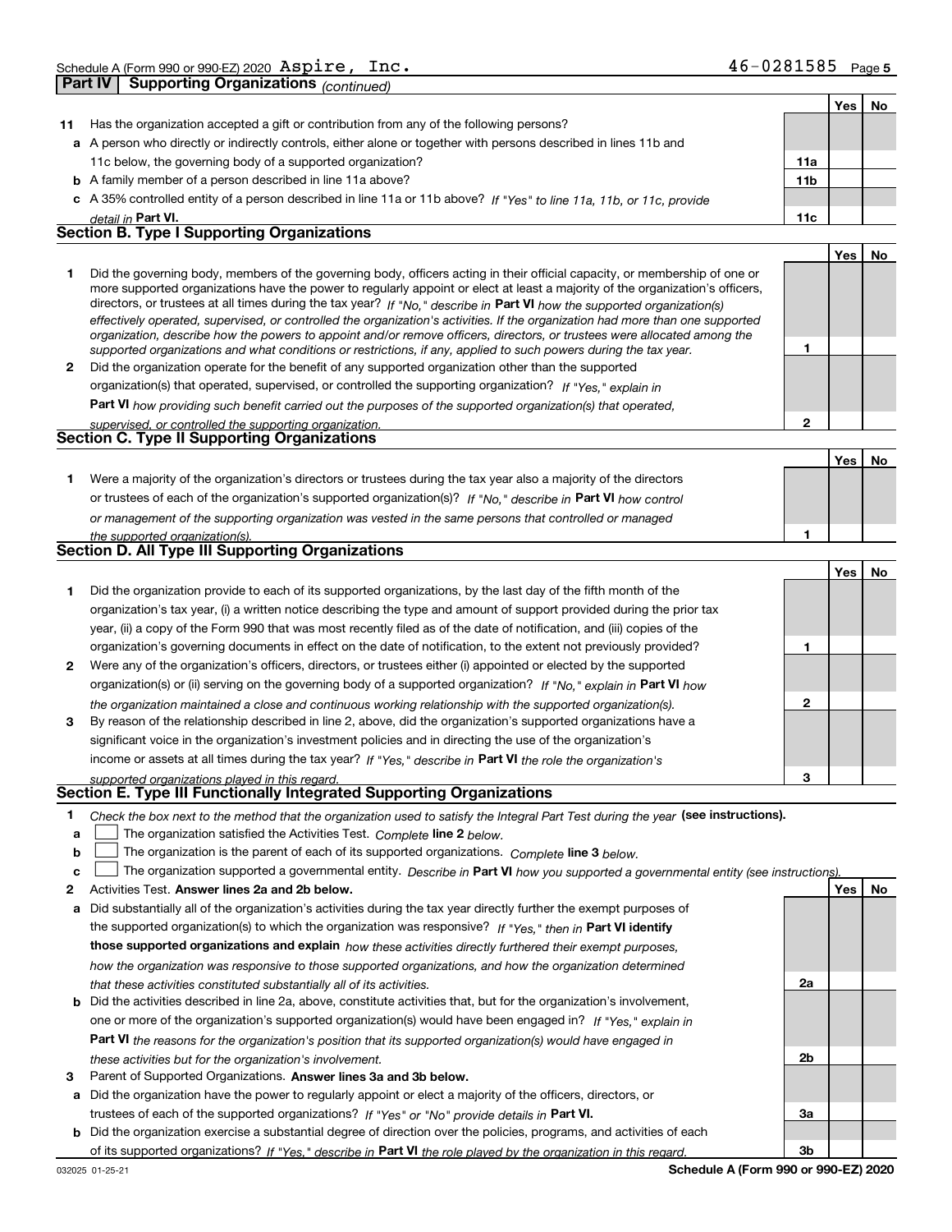Schedule A (Form 990 or 990-EZ) 2020 Aspire, Inc. 46-0281585 Page 5

## Part IV Supporting Organizations *(continued)*

| | | | Yes | No |
|---|---|---|---|---|
| **11** | Has the organization accepted a gift or contribution from any of the following persons? | | | |
| **a** | A person who directly or indirectly controls, either alone or together with persons described in lines 11b and 11c below, the governing body of a supported organization? | **11a** | | |
| **b** | A family member of a person described in line 11a above? | **11b** | | |
| **c** | A 35% controlled entity of a person described in line 11a or 11b above? *If "Yes" to line 11a, 11b, or 11c, provide detail in* **Part VI.** | **11c** | | |

### Section B. Type I Supporting Organizations

| | | | Yes | No |
|---|---|---|---|---|
| **1** | Did the governing body, members of the governing body, officers acting in their official capacity, or membership of one or more supported organizations have the power to regularly appoint or elect at least a majority of the organization's officers, directors, or trustees at all times during the tax year? *If "No," describe in* **Part VI** *how the supported organization(s) effectively operated, supervised, or controlled the organization's activities. If the organization had more than one supported organization, describe how the powers to appoint and/or remove officers, directors, or trustees were allocated among the supported organizations and what conditions or restrictions, if any, applied to such powers during the tax year.* | **1** | | |
| **2** | Did the organization operate for the benefit of any supported organization other than the supported organization(s) that operated, supervised, or controlled the supporting organization? *If "Yes," explain in* **Part VI** *how providing such benefit carried out the purposes of the supported organization(s) that operated, supervised, or controlled the supporting organization.* | **2** | | |

### Section C. Type II Supporting Organizations

| | | | Yes | No |
|---|---|---|---|---|
| **1** | Were a majority of the organization's directors or trustees during the tax year also a majority of the directors or trustees of each of the organization's supported organization(s)? *If "No," describe in* **Part VI** *how control or management of the supporting organization was vested in the same persons that controlled or managed the supported organization(s).* | **1** | | |

### Section D. All Type III Supporting Organizations

| | | | Yes | No |
|---|---|---|---|---|
| **1** | Did the organization provide to each of its supported organizations, by the last day of the fifth month of the organization's tax year, (i) a written notice describing the type and amount of support provided during the prior tax year, (ii) a copy of the Form 990 that was most recently filed as of the date of notification, and (iii) copies of the organization's governing documents in effect on the date of notification, to the extent not previously provided? | **1** | | |
| **2** | Were any of the organization's officers, directors, or trustees either (i) appointed or elected by the supported organization(s) or (ii) serving on the governing body of a supported organization? *If "No," explain in* **Part VI** *how the organization maintained a close and continuous working relationship with the supported organization(s).* | **2** | | |
| **3** | By reason of the relationship described in line 2, above, did the organization's supported organizations have a significant voice in the organization's investment policies and in directing the use of the organization's income or assets at all times during the tax year? *If "Yes," describe in* **Part VI** *the role the organization's supported organizations played in this regard.* | **3** | | |

### Section E. Type III Functionally Integrated Supporting Organizations

**1** *Check the box next to the method that the organization used to satisfy the Integral Part Test during the year* **(see instructions).**

**a** ☐ The organization satisfied the Activities Test. *Complete* **line 2** *below.*

**b** ☐ The organization is the parent of each of its supported organizations. *Complete* **line 3** *below.*

**c** ☐ The organization supported a governmental entity. *Describe in* **Part VI** *how you supported a governmental entity (see instructions).*

| | | | Yes | No |
|---|---|---|---|---|
| **2** | Activities Test. **Answer lines 2a and 2b below.** | | | |
| **a** | Did substantially all of the organization's activities during the tax year directly further the exempt purposes of the supported organization(s) to which the organization was responsive? *If "Yes," then in* **Part VI identify those supported organizations and explain** *how these activities directly furthered their exempt purposes, how the organization was responsive to those supported organizations, and how the organization determined that these activities constituted substantially all of its activities.* | **2a** | | |
| **b** | Did the activities described in line 2a, above, constitute activities that, but for the organization's involvement, one or more of the organization's supported organization(s) would have been engaged in? *If "Yes," explain in* **Part VI** *the reasons for the organization's position that its supported organization(s) would have engaged in these activities but for the organization's involvement.* | **2b** | | |
| **3** | Parent of Supported Organizations. **Answer lines 3a and 3b below.** | | | |
| **a** | Did the organization have the power to regularly appoint or elect a majority of the officers, directors, or trustees of each of the supported organizations? *If "Yes" or "No" provide details in* **Part VI.** | **3a** | | |
| **b** | Did the organization exercise a substantial degree of direction over the policies, programs, and activities of each of its supported organizations? *If "Yes," describe in* **Part VI** *the role played by the organization in this regard.* | **3b** | | |

032025 01-25-21 **Schedule A (Form 990 or 990-EZ) 2020**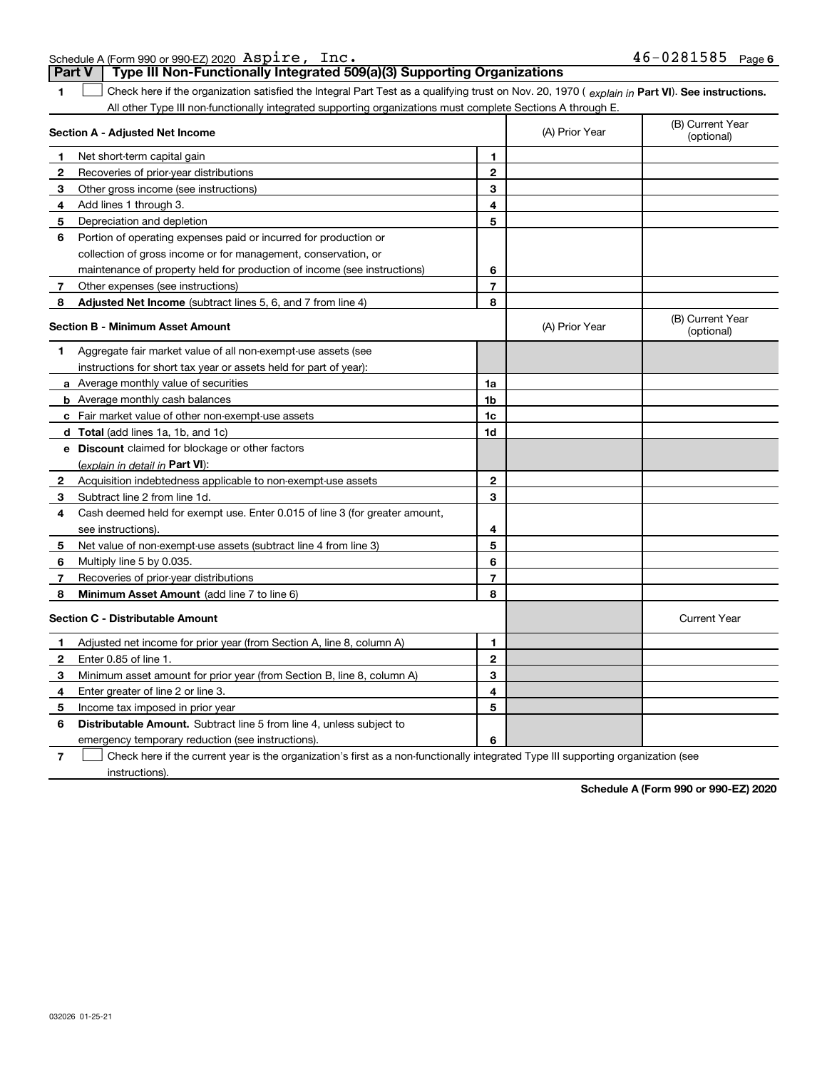Schedule A (Form 990 or 990-EZ) 2020 Aspire, Inc. 46-0281585 Page 6

## Part V | Type III Non-Functionally Integrated 509(a)(3) Supporting Organizations

**1** ☐ Check here if the organization satisfied the Integral Part Test as a qualifying trust on Nov. 20, 1970 ( *explain in* **Part VI**). **See instructions.** All other Type III non-functionally integrated supporting organizations must complete Sections A through E.

| **Section A - Adjusted Net Income** | | | (A) Prior Year | (B) Current Year (optional) |
|---|---|---|---|---|
| **1** | Net short-term capital gain | **1** | | |
| **2** | Recoveries of prior-year distributions | **2** | | |
| **3** | Other gross income (see instructions) | **3** | | |
| **4** | Add lines 1 through 3. | **4** | | |
| **5** | Depreciation and depletion | **5** | | |
| **6** | Portion of operating expenses paid or incurred for production or collection of gross income or for management, conservation, or maintenance of property held for production of income (see instructions) | **6** | | |
| **7** | Other expenses (see instructions) | **7** | | |
| **8** | **Adjusted Net Income** (subtract lines 5, 6, and 7 from line 4) | **8** | | |

| **Section B - Minimum Asset Amount** | | | (A) Prior Year | (B) Current Year (optional) |
|---|---|---|---|---|
| **1** | Aggregate fair market value of all non-exempt-use assets (see instructions for short tax year or assets held for part of year): | | | |
| **a** | Average monthly value of securities | **1a** | | |
| **b** | Average monthly cash balances | **1b** | | |
| **c** | Fair market value of other non-exempt-use assets | **1c** | | |
| **d** | **Total** (add lines 1a, 1b, and 1c) | **1d** | | |
| **e** | **Discount** claimed for blockage or other factors (*explain in detail in* **Part VI**): | | | |
| **2** | Acquisition indebtedness applicable to non-exempt-use assets | **2** | | |
| **3** | Subtract line 2 from line 1d. | **3** | | |
| **4** | Cash deemed held for exempt use. Enter 0.015 of line 3 (for greater amount, see instructions). | **4** | | |
| **5** | Net value of non-exempt-use assets (subtract line 4 from line 3) | **5** | | |
| **6** | Multiply line 5 by 0.035. | **6** | | |
| **7** | Recoveries of prior-year distributions | **7** | | |
| **8** | **Minimum Asset Amount** (add line 7 to line 6) | **8** | | |

| **Section C - Distributable Amount** | | | | Current Year |
|---|---|---|---|---|
| **1** | Adjusted net income for prior year (from Section A, line 8, column A) | **1** | | |
| **2** | Enter 0.85 of line 1. | **2** | | |
| **3** | Minimum asset amount for prior year (from Section B, line 8, column A) | **3** | | |
| **4** | Enter greater of line 2 or line 3. | **4** | | |
| **5** | Income tax imposed in prior year | **5** | | |
| **6** | **Distributable Amount.** Subtract line 5 from line 4, unless subject to emergency temporary reduction (see instructions). | **6** | | |

**7** ☐ Check here if the current year is the organization's first as a non-functionally integrated Type III supporting organization (see instructions).

**Schedule A (Form 990 or 990-EZ) 2020**

032026 01-25-21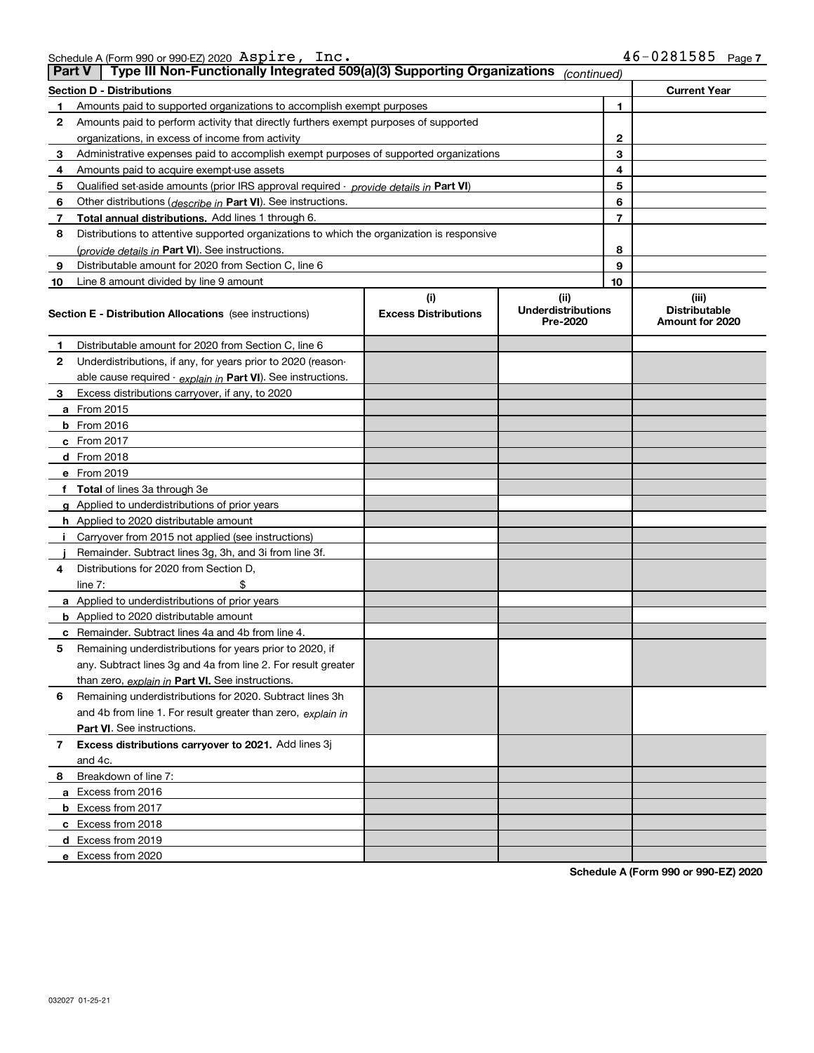Schedule A (Form 990 or 990-EZ) 2020 Aspire, Inc. 46-0281585

## Part V | Type III Non-Functionally Integrated 509(a)(3) Supporting Organizations *(continued)*

| Section D - Distributions | | | Current Year |
|---|---|---|---|
| 1 | Amounts paid to supported organizations to accomplish exempt purposes | 1 | |
| 2 | Amounts paid to perform activity that directly furthers exempt purposes of supported organizations, in excess of income from activity | 2 | |
| 3 | Administrative expenses paid to accomplish exempt purposes of supported organizations | 3 | |
| 4 | Amounts paid to acquire exempt-use assets | 4 | |
| 5 | Qualified set-aside amounts (prior IRS approval required - *provide details in* **Part VI**) | 5 | |
| 6 | Other distributions (*describe in* **Part VI**). See instructions. | 6 | |
| 7 | **Total annual distributions.** Add lines 1 through 6. | 7 | |
| 8 | Distributions to attentive supported organizations to which the organization is responsive (*provide details in* **Part VI**). See instructions. | 8 | |
| 9 | Distributable amount for 2020 from Section C, line 6 | 9 | |
| 10 | Line 8 amount divided by line 9 amount | 10 | |

| | Section E - Distribution Allocations (see instructions) | (i) Excess Distributions | (ii) Underdistributions Pre-2020 | (iii) Distributable Amount for 2020 |
|---|---|---|---|---|
| 1 | Distributable amount for 2020 from Section C, line 6 | | | |
| 2 | Underdistributions, if any, for years prior to 2020 (reasonable cause required - *explain in* **Part VI**). See instructions. | | | |
| 3 | Excess distributions carryover, if any, to 2020 | | | |
| a | From 2015 | | | |
| b | From 2016 | | | |
| c | From 2017 | | | |
| d | From 2018 | | | |
| e | From 2019 | | | |
| f | **Total** of lines 3a through 3e | | | |
| g | Applied to underdistributions of prior years | | | |
| h | Applied to 2020 distributable amount | | | |
| i | Carryover from 2015 not applied (see instructions) | | | |
| j | Remainder. Subtract lines 3g, 3h, and 3i from line 3f. | | | |
| 4 | Distributions for 2020 from Section D, line 7: $ | | | |
| a | Applied to underdistributions of prior years | | | |
| b | Applied to 2020 distributable amount | | | |
| c | Remainder. Subtract lines 4a and 4b from line 4. | | | |
| 5 | Remaining underdistributions for years prior to 2020, if any. Subtract lines 3g and 4a from line 2. For result greater than zero, *explain in* **Part VI.** See instructions. | | | |
| 6 | Remaining underdistributions for 2020. Subtract lines 3h and 4b from line 1. For result greater than zero, *explain in* **Part VI**. See instructions. | | | |
| 7 | **Excess distributions carryover to 2021.** Add lines 3j and 4c. | | | |
| 8 | Breakdown of line 7: | | | |
| a | Excess from 2016 | | | |
| b | Excess from 2017 | | | |
| c | Excess from 2018 | | | |
| d | Excess from 2019 | | | |
| e | Excess from 2020 | | | |

**Schedule A (Form 990 or 990-EZ) 2020**

032027 01-25-21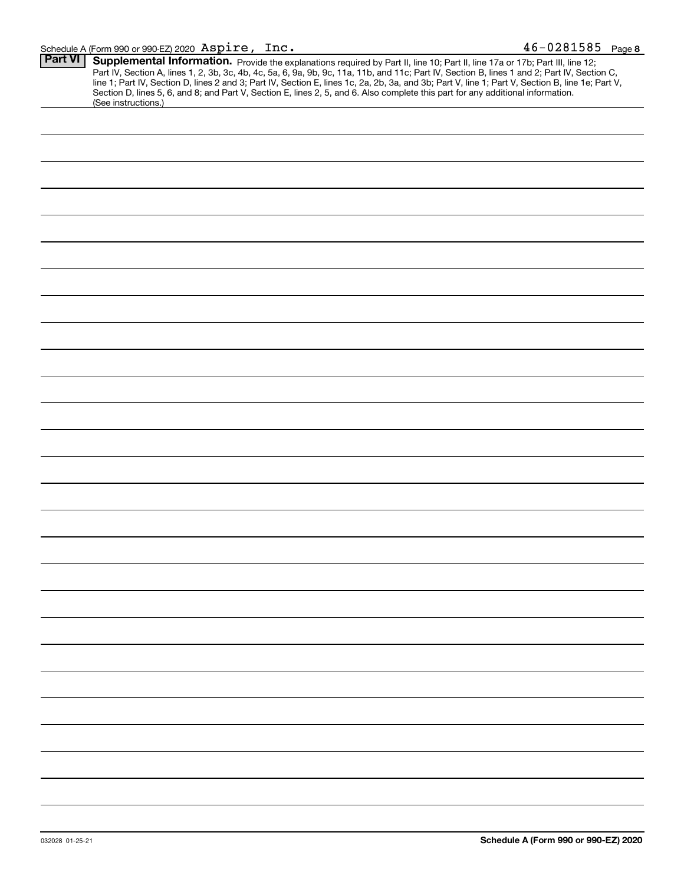Schedule A (Form 990 or 990-EZ) 2020 Aspire, Inc. 46-0281585 Page 8

**Part VI** **Supplemental Information.** Provide the explanations required by Part II, line 10; Part II, line 17a or 17b; Part III, line 12; Part IV, Section A, lines 1, 2, 3b, 3c, 4b, 4c, 5a, 6, 9a, 9b, 9c, 11a, 11b, and 11c; Part IV, Section B, lines 1 and 2; Part IV, Section C, line 1; Part IV, Section D, lines 2 and 3; Part IV, Section E, lines 1c, 2a, 2b, 3a, and 3b; Part V, line 1; Part V, Section B, line 1e; Part V, Section D, lines 5, 6, and 8; and Part V, Section E, lines 2, 5, and 6. Also complete this part for any additional information. (See instructions.)

032028 01-25-21 **Schedule A (Form 990 or 990-EZ) 2020**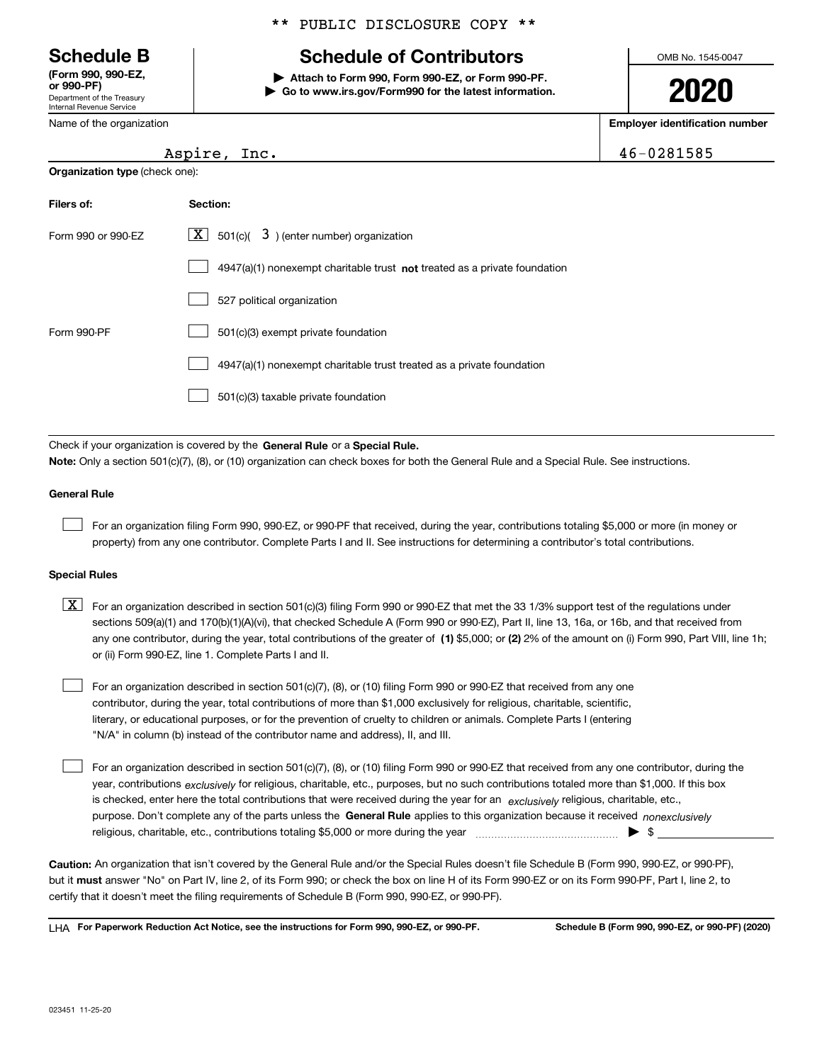\*\* PUBLIC DISCLOSURE COPY \*\*

# Schedule B

**(Form 990, 990-EZ, or 990-PF)**
Department of the Treasury
Internal Revenue Service

## Schedule of Contributors

▶ **Attach to Form 990, Form 990-EZ, or Form 990-PF.**
▶ **Go to www.irs.gov/Form990 for the latest information.**

OMB No. 1545-0047

**2020**

Name of the organization: Aspire, Inc.

**Employer identification number**: 46-0281585

**Organization type** (check one):

| Filers of: | Section: |
|---|---|
| Form 990 or 990-EZ | [X] 501(c)( 3 ) (enter number) organization |
| | [ ] 4947(a)(1) nonexempt charitable trust **not** treated as a private foundation |
| | [ ] 527 political organization |
| Form 990-PF | [ ] 501(c)(3) exempt private foundation |
| | [ ] 4947(a)(1) nonexempt charitable trust treated as a private foundation |
| | [ ] 501(c)(3) taxable private foundation |

Check if your organization is covered by the **General Rule** or a **Special Rule.**

**Note:** Only a section 501(c)(7), (8), or (10) organization can check boxes for both the General Rule and a Special Rule. See instructions.

### General Rule

[ ] For an organization filing Form 990, 990-EZ, or 990-PF that received, during the year, contributions totaling $5,000 or more (in money or property) from any one contributor. Complete Parts I and II. See instructions for determining a contributor's total contributions.

### Special Rules

[X] For an organization described in section 501(c)(3) filing Form 990 or 990-EZ that met the 33 1/3% support test of the regulations under sections 509(a)(1) and 170(b)(1)(A)(vi), that checked Schedule A (Form 990 or 990-EZ), Part II, line 13, 16a, or 16b, and that received from any one contributor, during the year, total contributions of the greater of **(1)** $5,000; or **(2)** 2% of the amount on (i) Form 990, Part VIII, line 1h; or (ii) Form 990-EZ, line 1. Complete Parts I and II.

[ ] For an organization described in section 501(c)(7), (8), or (10) filing Form 990 or 990-EZ that received from any one contributor, during the year, total contributions of more than $1,000 exclusively for religious, charitable, scientific, literary, or educational purposes, or for the prevention of cruelty to children or animals. Complete Parts I (entering "N/A" in column (b) instead of the contributor name and address), II, and III.

[ ] For an organization described in section 501(c)(7), (8), or (10) filing Form 990 or 990-EZ that received from any one contributor, during the year, contributions *exclusively* for religious, charitable, etc., purposes, but no such contributions totaled more than $1,000. If this box is checked, enter here the total contributions that were received during the year for an *exclusively* religious, charitable, etc., purpose. Don't complete any of the parts unless the **General Rule** applies to this organization because it received *nonexclusively* religious, charitable, etc., contributions totaling $5,000 or more during the year ▶ $

**Caution:** An organization that isn't covered by the General Rule and/or the Special Rules doesn't file Schedule B (Form 990, 990-EZ, or 990-PF), but it **must** answer "No" on Part IV, line 2, of its Form 990; or check the box on line H of its Form 990-EZ or on its Form 990-PF, Part I, line 2, to certify that it doesn't meet the filing requirements of Schedule B (Form 990, 990-EZ, or 990-PF).

LHA **For Paperwork Reduction Act Notice, see the instructions for Form 990, 990-EZ, or 990-PF.** **Schedule B (Form 990, 990-EZ, or 990-PF) (2020)**

023451 11-25-20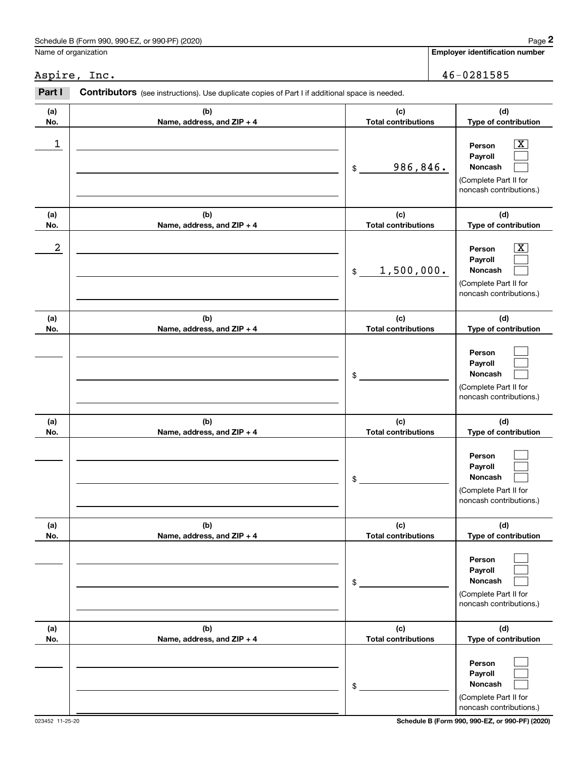Schedule B (Form 990, 990-EZ, or 990-PF) (2020)

Name of organization: Aspire, Inc.

Employer identification number: 46-0281585

**Part I** **Contributors** (see instructions). Use duplicate copies of Part I if additional space is needed.

| (a) No. | (b) Name, address, and ZIP + 4 | (c) Total contributions | (d) Type of contribution |
|---|---|---|---|
| 1 | | $ 986,846. | Person [X] Payroll [ ] Noncash [ ] (Complete Part II for noncash contributions.) |
| 2 | | $ 1,500,000. | Person [X] Payroll [ ] Noncash [ ] (Complete Part II for noncash contributions.) |
| | | $ | Person [ ] Payroll [ ] Noncash [ ] (Complete Part II for noncash contributions.) |
| | | $ | Person [ ] Payroll [ ] Noncash [ ] (Complete Part II for noncash contributions.) |
| | | $ | Person [ ] Payroll [ ] Noncash [ ] (Complete Part II for noncash contributions.) |
| | | $ | Person [ ] Payroll [ ] Noncash [ ] (Complete Part II for noncash contributions.) |

023452 11-25-20

Schedule B (Form 990, 990-EZ, or 990-PF) (2020)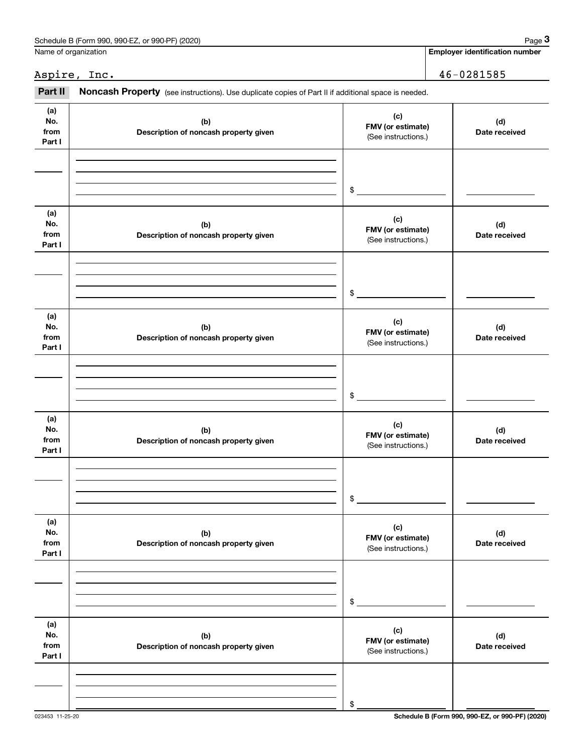Name of organization

Aspire, Inc.

**Employer identification number**

46-0281585

**Part II** **Noncash Property** (see instructions). Use duplicate copies of Part II if additional space is needed.

| (a) No. from Part I | (b) Description of noncash property given | (c) FMV (or estimate) (See instructions.) | (d) Date received |
|---|---|---|---|
| | | $ | |

| (a) No. from Part I | (b) Description of noncash property given | (c) FMV (or estimate) (See instructions.) | (d) Date received |
|---|---|---|---|
| | | $ | |

| (a) No. from Part I | (b) Description of noncash property given | (c) FMV (or estimate) (See instructions.) | (d) Date received |
|---|---|---|---|
| | | $ | |

| (a) No. from Part I | (b) Description of noncash property given | (c) FMV (or estimate) (See instructions.) | (d) Date received |
|---|---|---|---|
| | | $ | |

| (a) No. from Part I | (b) Description of noncash property given | (c) FMV (or estimate) (See instructions.) | (d) Date received |
|---|---|---|---|
| | | $ | |

| (a) No. from Part I | (b) Description of noncash property given | (c) FMV (or estimate) (See instructions.) | (d) Date received |
|---|---|---|---|
| | | $ | |

023453 11-25-20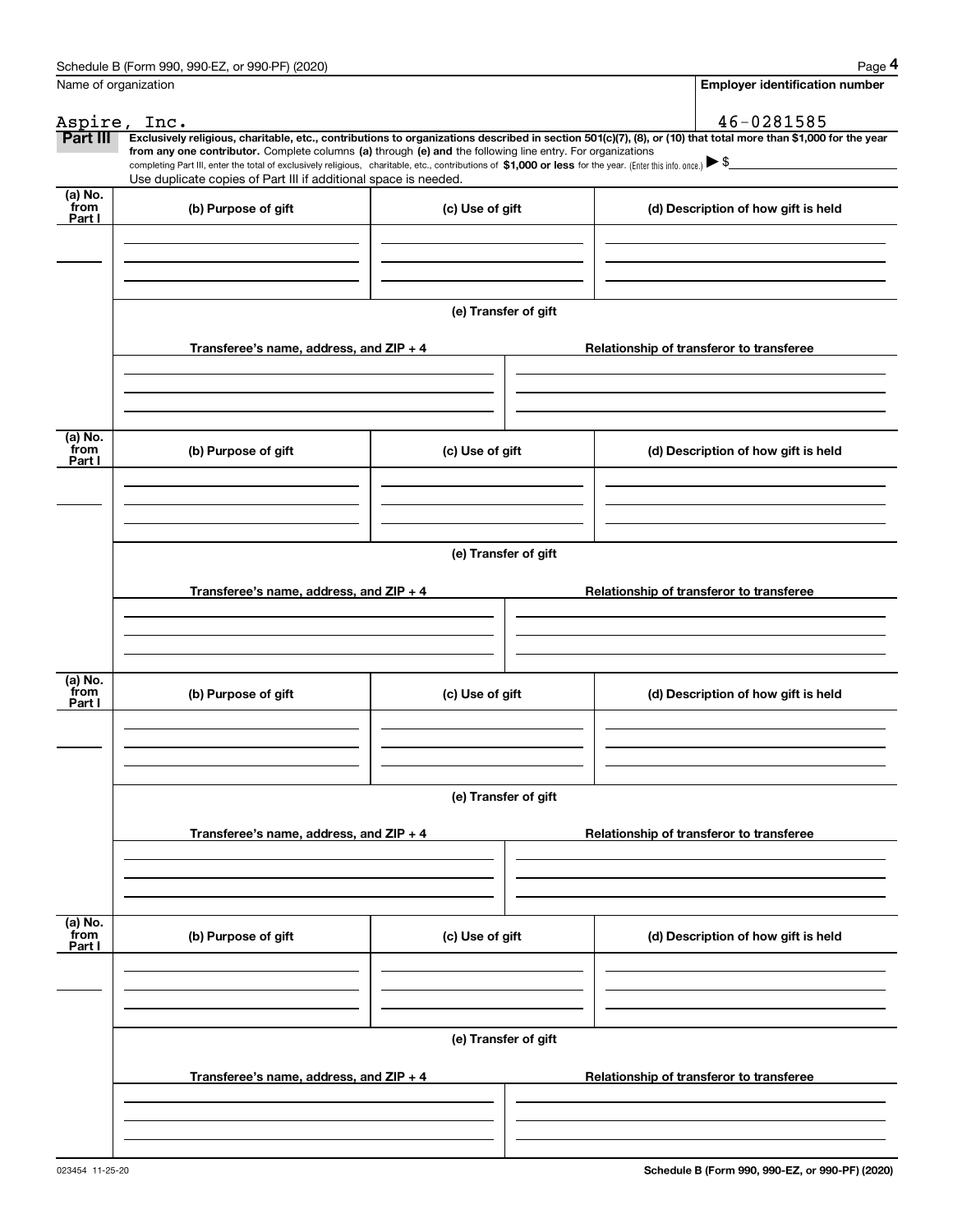Schedule B (Form 990, 990-EZ, or 990-PF) (2020)

Name of organization: Aspire, Inc.

Employer identification number: 46-0281585

**Part III** **Exclusively religious, charitable, etc., contributions to organizations described in section 501(c)(7), (8), or (10) that total more than $1,000 for the year from any one contributor.** Complete columns **(a)** through **(e) and** the following line entry. For organizations completing Part III, enter the total of exclusively religious, charitable, etc., contributions of **$1,000 or less** for the year. (Enter this info. once.) ▶ $\_\_\_\_\_\_\_\_

Use duplicate copies of Part III if additional space is needed.

| (a) No. from Part I | (b) Purpose of gift | (c) Use of gift | (d) Description of how gift is held |
|---|---|---|---|
| | | | |

(e) Transfer of gift

| Transferee's name, address, and ZIP + 4 | Relationship of transferor to transferee |
|---|---|
| | |

| (a) No. from Part I | (b) Purpose of gift | (c) Use of gift | (d) Description of how gift is held |
|---|---|---|---|
| | | | |

(e) Transfer of gift

| Transferee's name, address, and ZIP + 4 | Relationship of transferor to transferee |
|---|---|
| | |

| (a) No. from Part I | (b) Purpose of gift | (c) Use of gift | (d) Description of how gift is held |
|---|---|---|---|
| | | | |

(e) Transfer of gift

| Transferee's name, address, and ZIP + 4 | Relationship of transferor to transferee |
|---|---|
| | |

| (a) No. from Part I | (b) Purpose of gift | (c) Use of gift | (d) Description of how gift is held |
|---|---|---|---|
| | | | |

(e) Transfer of gift

| Transferee's name, address, and ZIP + 4 | Relationship of transferor to transferee |
|---|---|
| | |

023454 11-25-20

Schedule B (Form 990, 990-EZ, or 990-PF) (2020)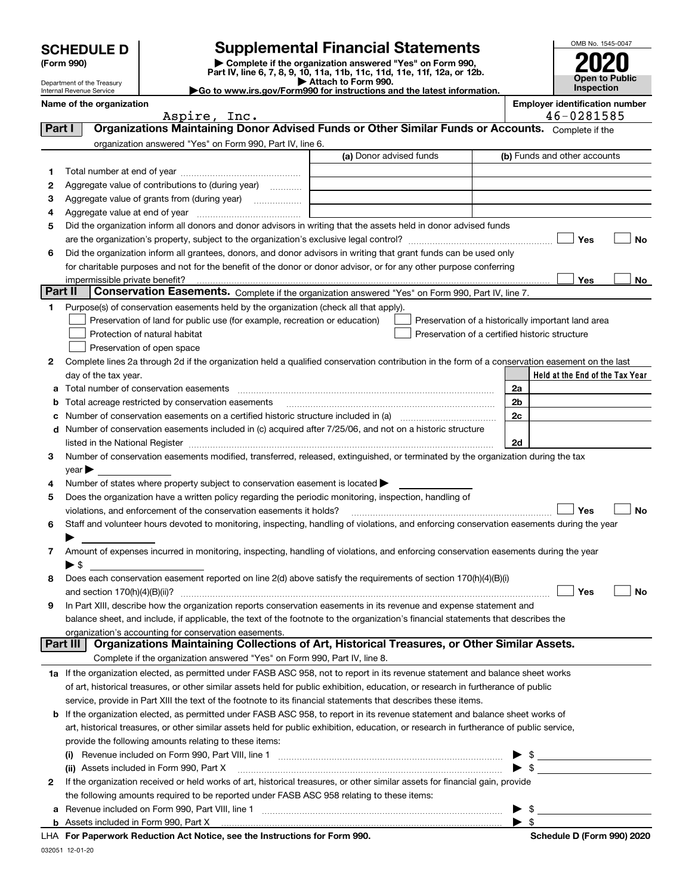# SCHEDULE D (Form 990)

Department of the Treasury
Internal Revenue Service

## Supplemental Financial Statements

▶ Complete if the organization answered "Yes" on Form 990, Part IV, line 6, 7, 8, 9, 10, 11a, 11b, 11c, 11d, 11e, 11f, 12a, or 12b.
▶ Attach to Form 990.
▶Go to www.irs.gov/Form990 for instructions and the latest information.

OMB No. 1545-0047
**2020**
**Open to Public Inspection**

**Name of the organization:** Aspire, Inc.
**Employer identification number:** 46-0281585

## Part I Organizations Maintaining Donor Advised Funds or Other Similar Funds or Accounts. Complete if the organization answered "Yes" on Form 990, Part IV, line 6.

| | | (a) Donor advised funds | (b) Funds and other accounts |
|---|---|---|---|
| 1 | Total number at end of year | | |
| 2 | Aggregate value of contributions to (during year) | | |
| 3 | Aggregate value of grants from (during year) | | |
| 4 | Aggregate value at end of year | | |

5 Did the organization inform all donors and donor advisors in writing that the assets held in donor advised funds are the organization's property, subject to the organization's exclusive legal control? ☐ Yes ☐ No

6 Did the organization inform all grantees, donors, and donor advisors in writing that grant funds can be used only for charitable purposes and not for the benefit of the donor or donor advisor, or for any other purpose conferring impermissible private benefit? ☐ Yes ☐ No

## Part II Conservation Easements. Complete if the organization answered "Yes" on Form 990, Part IV, line 7.

1 Purpose(s) of conservation easements held by the organization (check all that apply).
- ☐ Preservation of land for public use (for example, recreation or education)
- ☐ Protection of natural habitat
- ☐ Preservation of open space
- ☐ Preservation of a historically important land area
- ☐ Preservation of a certified historic structure

2 Complete lines 2a through 2d if the organization held a qualified conservation contribution in the form of a conservation easement on the last day of the tax year.

| | | | Held at the End of the Tax Year |
|---|---|---|---|
| a | Total number of conservation easements | 2a | |
| b | Total acreage restricted by conservation easements | 2b | |
| c | Number of conservation easements on a certified historic structure included in (a) | 2c | |
| d | Number of conservation easements included in (c) acquired after 7/25/06, and not on a historic structure listed in the National Register | 2d | |

3 Number of conservation easements modified, transferred, released, extinguished, or terminated by the organization during the tax year ▶

4 Number of states where property subject to conservation easement is located ▶

5 Does the organization have a written policy regarding the periodic monitoring, inspection, handling of violations, and enforcement of the conservation easements it holds? ☐ Yes ☐ No

6 Staff and volunteer hours devoted to monitoring, inspecting, handling of violations, and enforcing conservation easements during the year ▶

7 Amount of expenses incurred in monitoring, inspecting, handling of violations, and enforcing conservation easements during the year ▶ $

8 Does each conservation easement reported on line 2(d) above satisfy the requirements of section 170(h)(4)(B)(i) and section 170(h)(4)(B)(ii)? ☐ Yes ☐ No

9 In Part XIII, describe how the organization reports conservation easements in its revenue and expense statement and balance sheet, and include, if applicable, the text of the footnote to the organization's financial statements that describes the organization's accounting for conservation easements.

## Part III Organizations Maintaining Collections of Art, Historical Treasures, or Other Similar Assets. Complete if the organization answered "Yes" on Form 990, Part IV, line 8.

1a If the organization elected, as permitted under FASB ASC 958, not to report in its revenue statement and balance sheet works of art, historical treasures, or other similar assets held for public exhibition, education, or research in furtherance of public service, provide in Part XIII the text of the footnote to its financial statements that describes these items.

b If the organization elected, as permitted under FASB ASC 958, to report in its revenue statement and balance sheet works of art, historical treasures, or other similar assets held for public exhibition, education, or research in furtherance of public service, provide the following amounts relating to these items:

(i) Revenue included on Form 990, Part VIII, line 1 ▶ $

(ii) Assets included in Form 990, Part X ▶ $

2 If the organization received or held works of art, historical treasures, or other similar assets for financial gain, provide the following amounts required to be reported under FASB ASC 958 relating to these items:

a Revenue included on Form 990, Part VIII, line 1 ▶ $

b Assets included in Form 990, Part X ▶ $

LHA For Paperwork Reduction Act Notice, see the Instructions for Form 990. Schedule D (Form 990) 2020

032051 12-01-20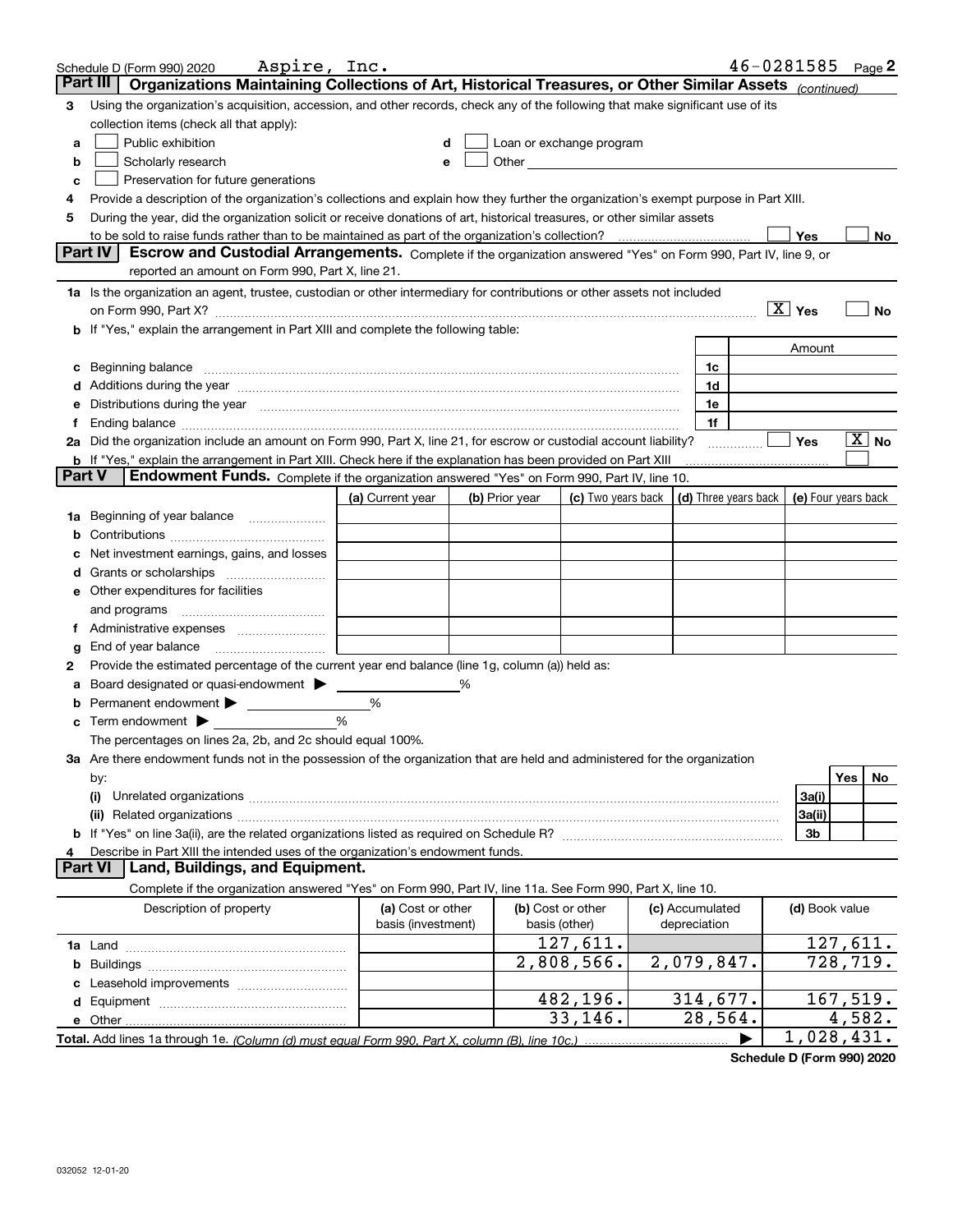Schedule D (Form 990) 2020 Aspire, Inc. 46-0281585 Page 2

## Part III Organizations Maintaining Collections of Art, Historical Treasures, or Other Similar Assets *(continued)*

**3** Using the organization's acquisition, accession, and other records, check any of the following that make significant use of its collection items (check all that apply):

- **a** ☐ Public exhibition
- **b** ☐ Scholarly research
- **c** ☐ Preservation for future generations
- **d** ☐ Loan or exchange program
- **e** ☐ Other

**4** Provide a description of the organization's collections and explain how they further the organization's exempt purpose in Part XIII.

**5** During the year, did the organization solicit or receive donations of art, historical treasures, or other similar assets to be sold to raise funds rather than to be maintained as part of the organization's collection? ☐ Yes ☐ No

## Part IV Escrow and Custodial Arrangements.

Complete if the organization answered "Yes" on Form 990, Part IV, line 9, or reported an amount on Form 990, Part X, line 21.

**1a** Is the organization an agent, trustee, custodian or other intermediary for contributions or other assets not included on Form 990, Part X? ☒ Yes ☐ No

**b** If "Yes," explain the arrangement in Part XIII and complete the following table:

| | | | Amount |
|---|---|---|---|
| **c** | Beginning balance | 1c | |
| **d** | Additions during the year | 1d | |
| **e** | Distributions during the year | 1e | |
| **f** | Ending balance | 1f | |

**2a** Did the organization include an amount on Form 990, Part X, line 21, for escrow or custodial account liability? ☐ Yes ☒ No

**b** If "Yes," explain the arrangement in Part XIII. Check here if the explanation has been provided on Part XIII ☐

## Part V Endowment Funds.

Complete if the organization answered "Yes" on Form 990, Part IV, line 10.

| | (a) Current year | (b) Prior year | (c) Two years back | (d) Three years back | (e) Four years back |
|---|---|---|---|---|---|
| **1a** Beginning of year balance | | | | | |
| **b** Contributions | | | | | |
| **c** Net investment earnings, gains, and losses | | | | | |
| **d** Grants or scholarships | | | | | |
| **e** Other expenditures for facilities and programs | | | | | |
| **f** Administrative expenses | | | | | |
| **g** End of year balance | | | | | |

**2** Provide the estimated percentage of the current year end balance (line 1g, column (a)) held as:

- **a** Board designated or quasi-endowment ▶ ______ %
- **b** Permanent endowment ▶ ______ %
- **c** Term endowment ▶ ______ %

The percentages on lines 2a, 2b, and 2c should equal 100%.

**3a** Are there endowment funds not in the possession of the organization that are held and administered for the organization by:

| | | Yes | No |
|---|---|---|---|
| **(i)** Unrelated organizations | 3a(i) | | |
| **(ii)** Related organizations | 3a(ii) | | |
| **b** If "Yes" on line 3a(ii), are the related organizations listed as required on Schedule R? | 3b | | |

**4** Describe in Part XIII the intended uses of the organization's endowment funds.

## Part VI Land, Buildings, and Equipment.

Complete if the organization answered "Yes" on Form 990, Part IV, line 11a. See Form 990, Part X, line 10.

| Description of property | (a) Cost or other basis (investment) | (b) Cost or other basis (other) | (c) Accumulated depreciation | (d) Book value |
|---|---|---|---|---|
| **1a** Land | | 127,611. | | 127,611. |
| **b** Buildings | | 2,808,566. | 2,079,847. | 728,719. |
| **c** Leasehold improvements | | | | |
| **d** Equipment | | 482,196. | 314,677. | 167,519. |
| **e** Other | | 33,146. | 28,564. | 4,582. |
| **Total.** Add lines 1a through 1e. *(Column (d) must equal Form 990, Part X, column (B), line 10c.)* | | | ▶ | 1,028,431. |

Schedule D (Form 990) 2020

032052 12-01-20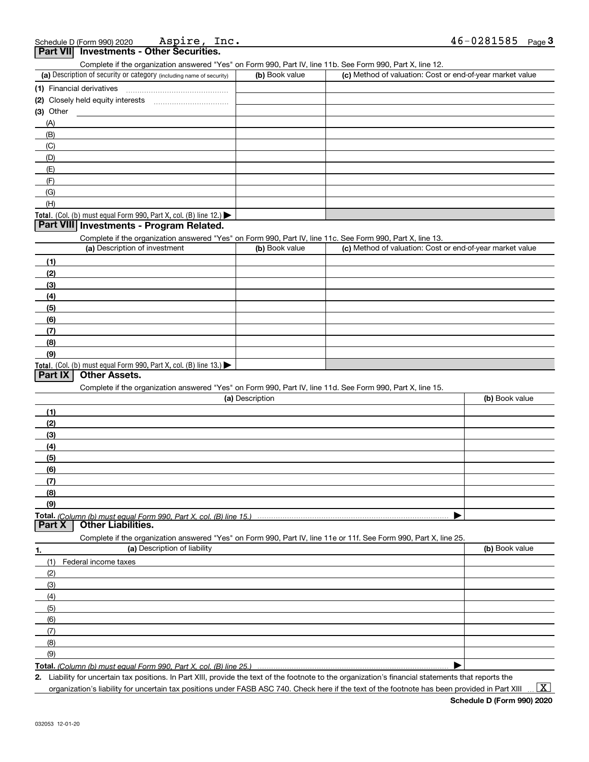Schedule D (Form 990) 2020 Aspire, Inc. 46-0281585

## Part VII Investments - Other Securities.

Complete if the organization answered "Yes" on Form 990, Part IV, line 11b. See Form 990, Part X, line 12.

| (a) Description of security or category (including name of security) | (b) Book value | (c) Method of valuation: Cost or end-of-year market value |
|---|---|---|
| (1) Financial derivatives | | |
| (2) Closely held equity interests | | |
| (3) Other | | |
| (A) | | |
| (B) | | |
| (C) | | |
| (D) | | |
| (E) | | |
| (F) | | |
| (G) | | |
| (H) | | |
| **Total.** (Col. (b) must equal Form 990, Part X, col. (B) line 12.) ▶ | | |

## Part VIII Investments - Program Related.

Complete if the organization answered "Yes" on Form 990, Part IV, line 11c. See Form 990, Part X, line 13.

| (a) Description of investment | (b) Book value | (c) Method of valuation: Cost or end-of-year market value |
|---|---|---|
| (1) | | |
| (2) | | |
| (3) | | |
| (4) | | |
| (5) | | |
| (6) | | |
| (7) | | |
| (8) | | |
| (9) | | |
| **Total.** (Col. (b) must equal Form 990, Part X, col. (B) line 13.) ▶ | | |

## Part IX Other Assets.

Complete if the organization answered "Yes" on Form 990, Part IV, line 11d. See Form 990, Part X, line 15.

| (a) Description | (b) Book value |
|---|---|
| (1) | |
| (2) | |
| (3) | |
| (4) | |
| (5) | |
| (6) | |
| (7) | |
| (8) | |
| (9) | |
| **Total.** *(Column (b) must equal Form 990, Part X, col. (B) line 15.)* ▶ | |

## Part X Other Liabilities.

Complete if the organization answered "Yes" on Form 990, Part IV, line 11e or 11f. See Form 990, Part X, line 25.

| 1. (a) Description of liability | (b) Book value |
|---|---|
| (1) Federal income taxes | |
| (2) | |
| (3) | |
| (4) | |
| (5) | |
| (6) | |
| (7) | |
| (8) | |
| (9) | |
| **Total.** *(Column (b) must equal Form 990, Part X, col. (B) line 25.)* ▶ | |

**2.** Liability for uncertain tax positions. In Part XIII, provide the text of the footnote to the organization's financial statements that reports the organization's liability for uncertain tax positions under FASB ASC 740. Check here if the text of the footnote has been provided in Part XIII ... [X]

**Schedule D (Form 990) 2020**

032053 12-01-20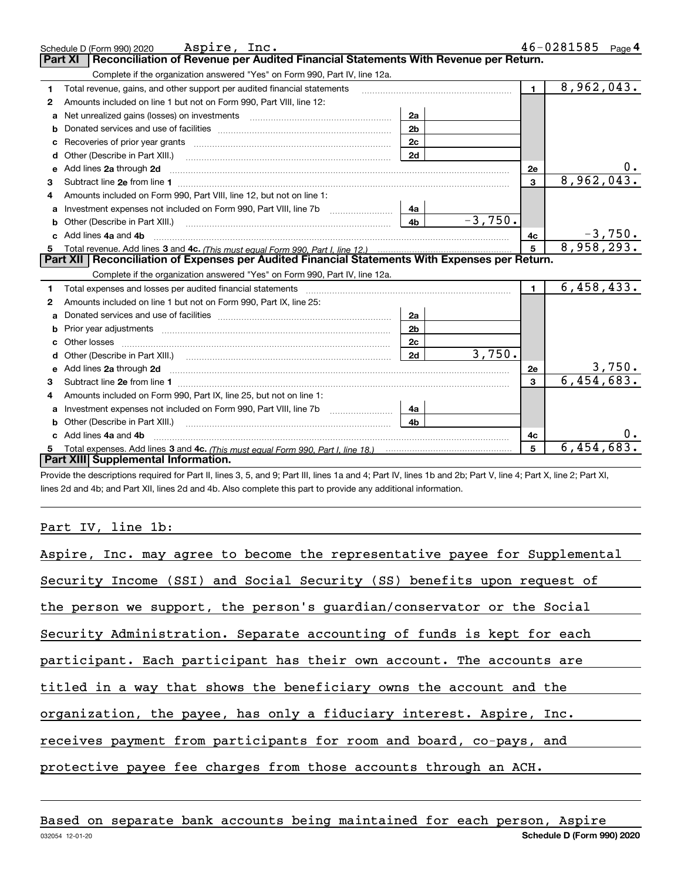Schedule D (Form 990) 2020 Aspire, Inc. 46-0281585 Page 4

## Part XI Reconciliation of Revenue per Audited Financial Statements With Revenue per Return.

Complete if the organization answered "Yes" on Form 990, Part IV, line 12a.

| | | | | | |
|---|---|---|---|---|---|
| 1 | Total revenue, gains, and other support per audited financial statements | | | 1 | 8,962,043. |
| 2 | Amounts included on line 1 but not on Form 990, Part VIII, line 12: | | | | |
| a | Net unrealized gains (losses) on investments | 2a | | | |
| b | Donated services and use of facilities | 2b | | | |
| c | Recoveries of prior year grants | 2c | | | |
| d | Other (Describe in Part XIII.) | 2d | | | |
| e | Add lines 2a through 2d | | | 2e | 0. |
| 3 | Subtract line 2e from line 1 | | | 3 | 8,962,043. |
| 4 | Amounts included on Form 990, Part VIII, line 12, but not on line 1: | | | | |
| a | Investment expenses not included on Form 990, Part VIII, line 7b | 4a | | | |
| b | Other (Describe in Part XIII.) | 4b | -3,750. | | |
| c | Add lines 4a and 4b | | | 4c | -3,750. |
| 5 | Total revenue. Add lines 3 and 4c. *(This must equal Form 990, Part I, line 12.)* | | | 5 | 8,958,293. |

## Part XII Reconciliation of Expenses per Audited Financial Statements With Expenses per Return.

Complete if the organization answered "Yes" on Form 990, Part IV, line 12a.

| | | | | | |
|---|---|---|---|---|---|
| 1 | Total expenses and losses per audited financial statements | | | 1 | 6,458,433. |
| 2 | Amounts included on line 1 but not on Form 990, Part IX, line 25: | | | | |
| a | Donated services and use of facilities | 2a | | | |
| b | Prior year adjustments | 2b | | | |
| c | Other losses | 2c | | | |
| d | Other (Describe in Part XIII.) | 2d | 3,750. | | |
| e | Add lines 2a through 2d | | | 2e | 3,750. |
| 3 | Subtract line 2e from line 1 | | | 3 | 6,454,683. |
| 4 | Amounts included on Form 990, Part IX, line 25, but not on line 1: | | | | |
| a | Investment expenses not included on Form 990, Part VIII, line 7b | 4a | | | |
| b | Other (Describe in Part XIII.) | 4b | | | |
| c | Add lines 4a and 4b | | | 4c | 0. |
| 5 | Total expenses. Add lines 3 and 4c. *(This must equal Form 990, Part I, line 18.)* | | | 5 | 6,454,683. |

## Part XIII Supplemental Information.

Provide the descriptions required for Part II, lines 3, 5, and 9; Part III, lines 1a and 4; Part IV, lines 1b and 2b; Part V, line 4; Part X, line 2; Part XI, lines 2d and 4b; and Part XII, lines 2d and 4b. Also complete this part to provide any additional information.

Part IV, line 1b:

Aspire, Inc. may agree to become the representative payee for Supplemental Security Income (SSI) and Social Security (SS) benefits upon request of the person we support, the person's guardian/conservator or the Social Security Administration. Separate accounting of funds is kept for each participant. Each participant has their own account. The accounts are titled in a way that shows the beneficiary owns the account and the organization, the payee, has only a fiduciary interest. Aspire, Inc. receives payment from participants for room and board, co-pays, and protective payee fee charges from those accounts through an ACH.

Based on separate bank accounts being maintained for each person, Aspire

032054 12-01-20 Schedule D (Form 990) 2020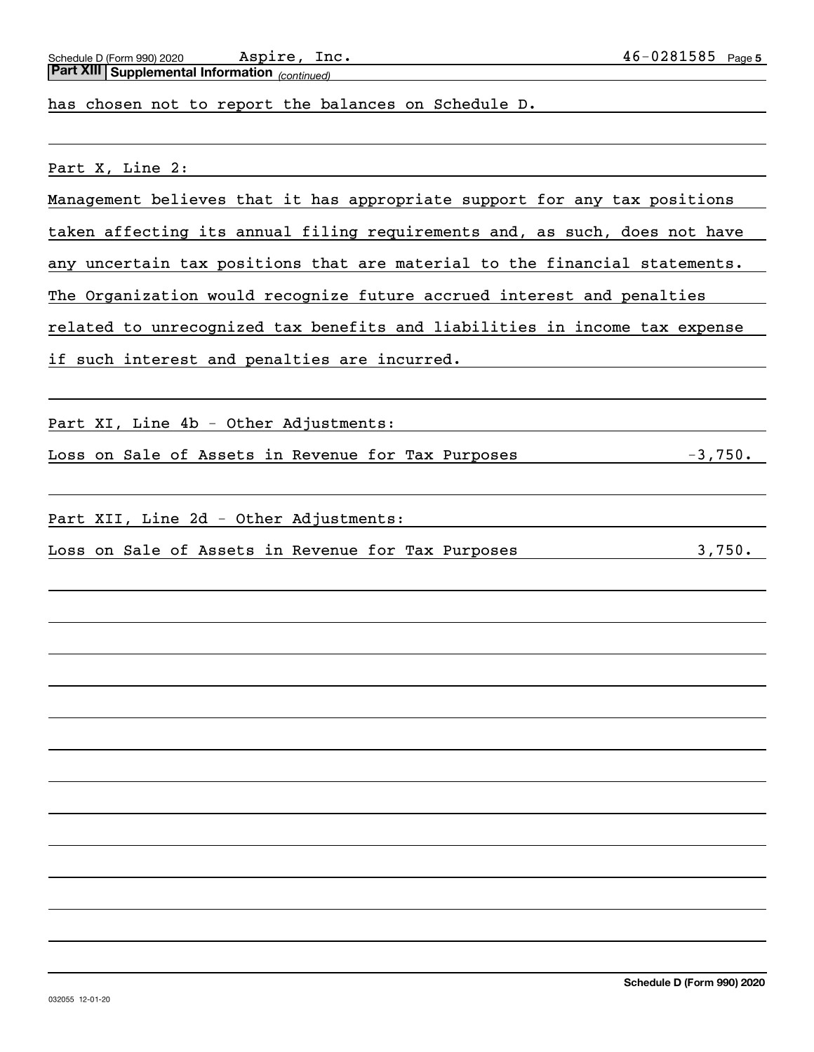**Part XIII | Supplemental Information** *(continued)*

has chosen not to report the balances on Schedule D.

Part X, Line 2:

Management believes that it has appropriate support for any tax positions taken affecting its annual filing requirements and, as such, does not have any uncertain tax positions that are material to the financial statements. The Organization would recognize future accrued interest and penalties related to unrecognized tax benefits and liabilities in income tax expense if such interest and penalties are incurred.

Part XI, Line 4b - Other Adjustments:

| | |
|---|---|
| Loss on Sale of Assets in Revenue for Tax Purposes | -3,750. |

Part XII, Line 2d - Other Adjustments:

| | |
|---|---|
| Loss on Sale of Assets in Revenue for Tax Purposes | 3,750. |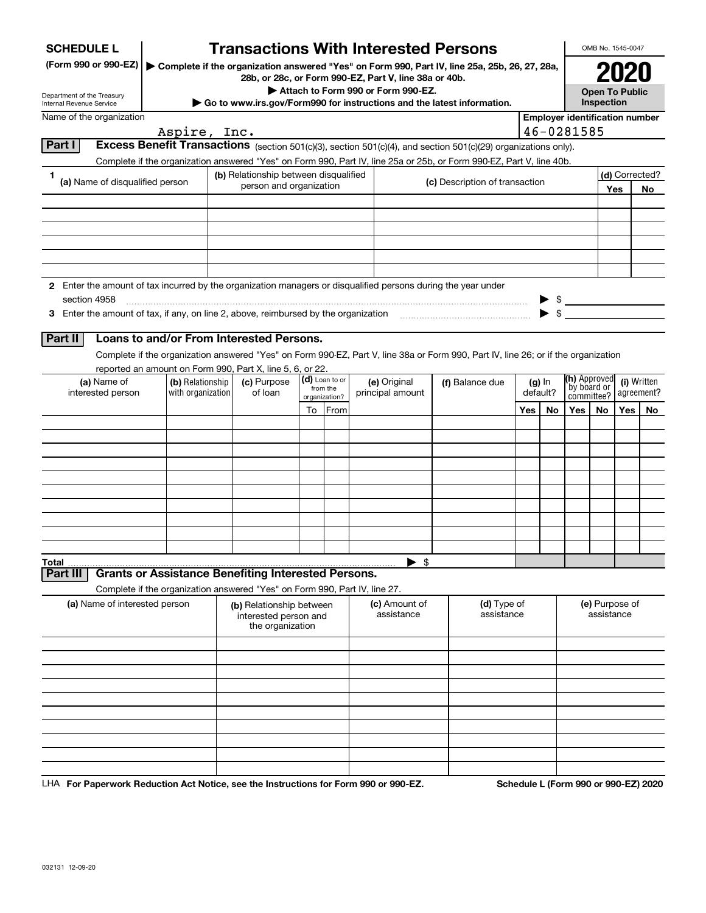**SCHEDULE L**
**(Form 990 or 990-EZ)**

Department of the Treasury
Internal Revenue Service

# Transactions With Interested Persons

▶ **Complete if the organization answered "Yes" on Form 990, Part IV, line 25a, 25b, 26, 27, 28a, 28b, or 28c, or Form 990-EZ, Part V, line 38a or 40b.**
▶ **Attach to Form 990 or Form 990-EZ.**
▶ **Go to www.irs.gov/Form990 for instructions and the latest information.**

OMB No. 1545-0047

**2020**

**Open To Public Inspection**

Name of the organization: Aspire, Inc.

**Employer identification number:** 46-0281585

## Part I Excess Benefit Transactions (section 501(c)(3), section 501(c)(4), and section 501(c)(29) organizations only).

Complete if the organization answered "Yes" on Form 990, Part IV, line 25a or 25b, or Form 990-EZ, Part V, line 40b.

| 1 (a) Name of disqualified person | (b) Relationship between disqualified person and organization | (c) Description of transaction | (d) Corrected? Yes | No |
|---|---|---|---|---|
| | | | | |
| | | | | |
| | | | | |
| | | | | |
| | | | | |
| | | | | |

**2** Enter the amount of tax incurred by the organization managers or disqualified persons during the year under section 4958 ▶ $

**3** Enter the amount of tax, if any, on line 2, above, reimbursed by the organization ▶ $

## Part II Loans to and/or From Interested Persons.

Complete if the organization answered "Yes" on Form 990-EZ, Part V, line 38a or Form 990, Part IV, line 26; or if the organization reported an amount on Form 990, Part X, line 5, 6, or 22.

| (a) Name of interested person | (b) Relationship with organization | (c) Purpose of loan | (d) Loan to or from the organization? To | From | (e) Original principal amount | (f) Balance due | (g) In default? Yes | No | (h) Approved by board or committee? Yes | No | (i) Written agreement? Yes | No |
|---|---|---|---|---|---|---|---|---|---|---|---|---|
| | | | | | | | | | | | | |
| | | | | | | | | | | | | |
| | | | | | | | | | | | | |
| | | | | | | | | | | | | |
| | | | | | | | | | | | | |
| | | | | | | | | | | | | |
| | | | | | | | | | | | | |
| | | | | | | | | | | | | |
| | | | | | | | | | | | | |
| | | | | | | | | | | | | |
| **Total** | | | | | ▶ $ | | | | | | | |

## Part III Grants or Assistance Benefiting Interested Persons.

Complete if the organization answered "Yes" on Form 990, Part IV, line 27.

| (a) Name of interested person | (b) Relationship between interested person and the organization | (c) Amount of assistance | (d) Type of assistance | (e) Purpose of assistance |
|---|---|---|---|---|
| | | | | |
| | | | | |
| | | | | |
| | | | | |
| | | | | |
| | | | | |
| | | | | |
| | | | | |
| | | | | |
| | | | | |

LHA **For Paperwork Reduction Act Notice, see the Instructions for Form 990 or 990-EZ.** **Schedule L (Form 990 or 990-EZ) 2020**

032131 12-09-20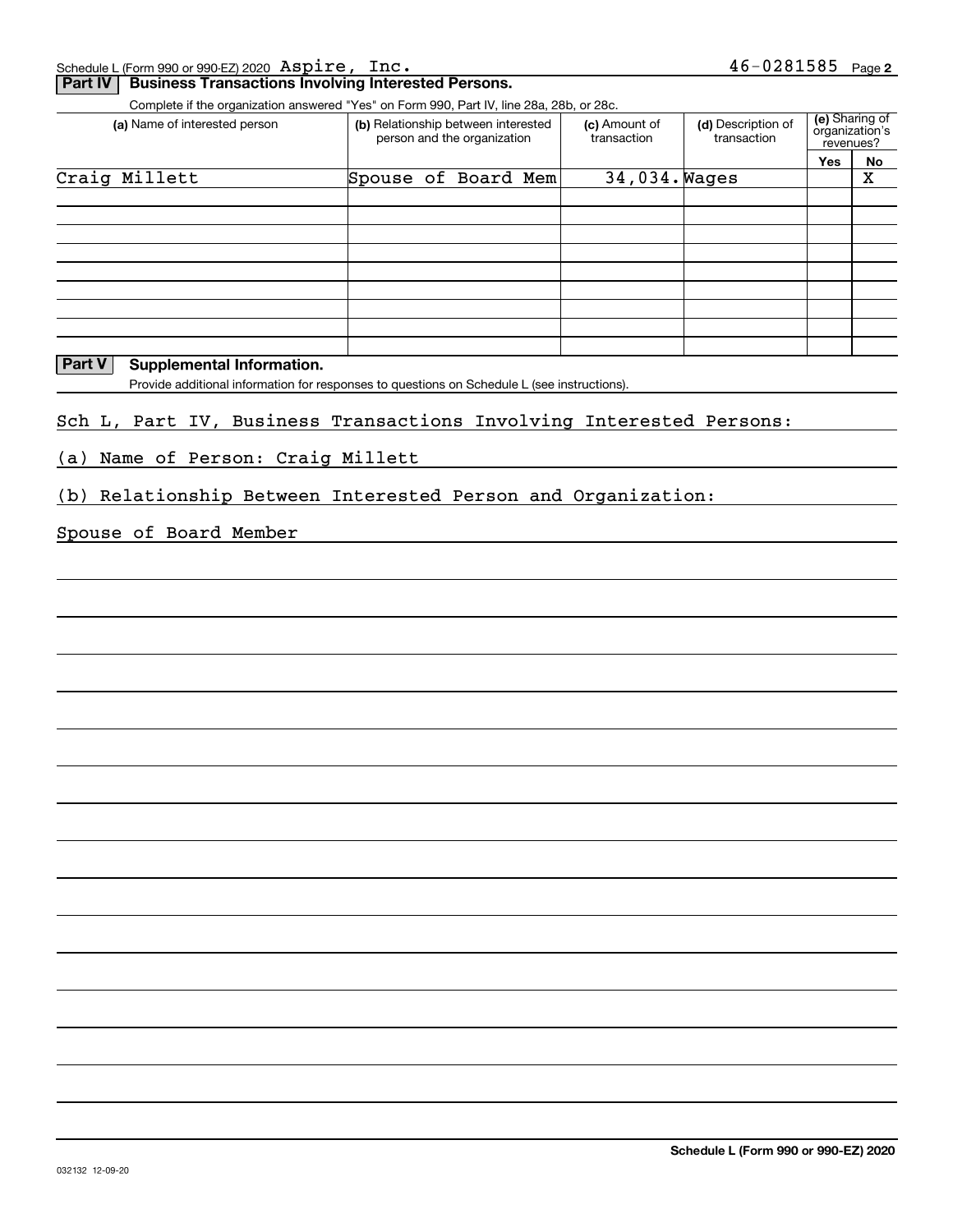Schedule L (Form 990 or 990-EZ) 2020 Aspire, Inc. 46-0281585 Page **2**

## Part IV Business Transactions Involving Interested Persons.

Complete if the organization answered "Yes" on Form 990, Part IV, line 28a, 28b, or 28c.

| (a) Name of interested person | (b) Relationship between interested person and the organization | (c) Amount of transaction | (d) Description of transaction | (e) Sharing of organization's revenues? | |
|---|---|---|---|---|---|
| | | | | Yes | No |
| Craig Millett | Spouse of Board Mem | 34,034. | Wages | | X |
| | | | | | |
| | | | | | |
| | | | | | |
| | | | | | |
| | | | | | |
| | | | | | |
| | | | | | |
| | | | | | |

## Part V Supplemental Information.

Provide additional information for responses to questions on Schedule L (see instructions).

Sch L, Part IV, Business Transactions Involving Interested Persons:

(a) Name of Person: Craig Millett

(b) Relationship Between Interested Person and Organization:

Spouse of Board Member

**Schedule L (Form 990 or 990-EZ) 2020**

032132 12-09-20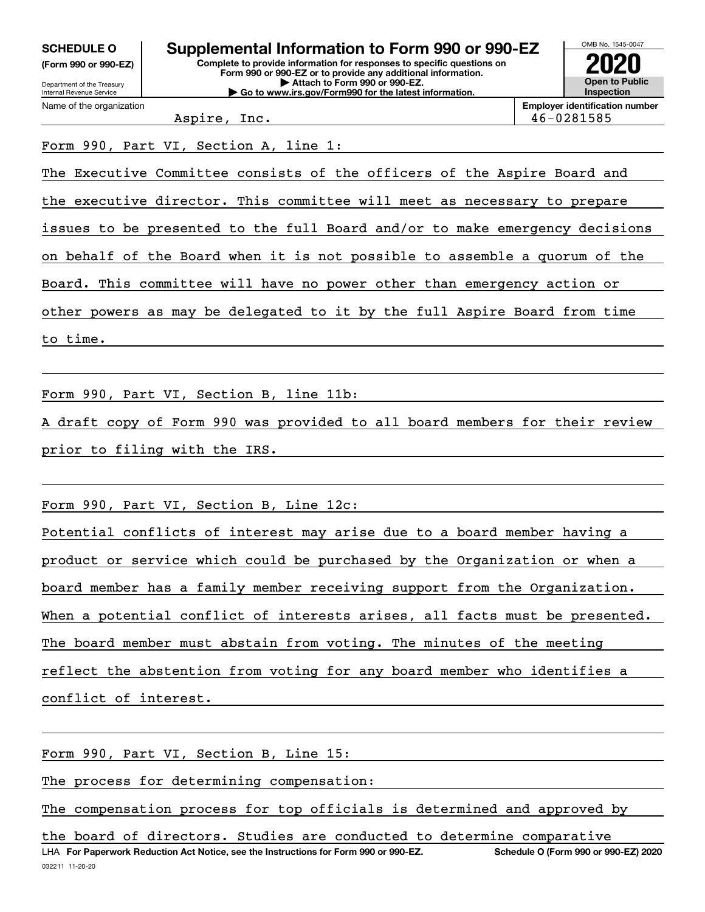**SCHEDULE O** (Form 990 or 990-EZ)

Department of the Treasury
Internal Revenue Service

# Supplemental Information to Form 990 or 990-EZ

**Complete to provide information for responses to specific questions on Form 990 or 990-EZ or to provide any additional information.**
**▶ Attach to Form 990 or 990-EZ.**
**▶ Go to www.irs.gov/Form990 for the latest information.**

OMB No. 1545-0047

**2020**

**Open to Public Inspection**

| Name of the organization | Employer identification number |
| --- | --- |
| Aspire, Inc. | 46-0281585 |

Form 990, Part VI, Section A, line 1:

The Executive Committee consists of the officers of the Aspire Board and the executive director. This committee will meet as necessary to prepare issues to be presented to the full Board and/or to make emergency decisions on behalf of the Board when it is not possible to assemble a quorum of the Board. This committee will have no power other than emergency action or other powers as may be delegated to it by the full Aspire Board from time to time.

Form 990, Part VI, Section B, line 11b:

A draft copy of Form 990 was provided to all board members for their review prior to filing with the IRS.

Form 990, Part VI, Section B, Line 12c:

Potential conflicts of interest may arise due to a board member having a product or service which could be purchased by the Organization or when a board member has a family member receiving support from the Organization. When a potential conflict of interests arises, all facts must be presented. The board member must abstain from voting. The minutes of the meeting reflect the abstention from voting for any board member who identifies a conflict of interest.

Form 990, Part VI, Section B, Line 15:

The process for determining compensation:

The compensation process for top officials is determined and approved by the board of directors. Studies are conducted to determine comparative

LHA **For Paperwork Reduction Act Notice, see the Instructions for Form 990 or 990-EZ.** **Schedule O (Form 990 or 990-EZ) 2020**

032211 11-20-20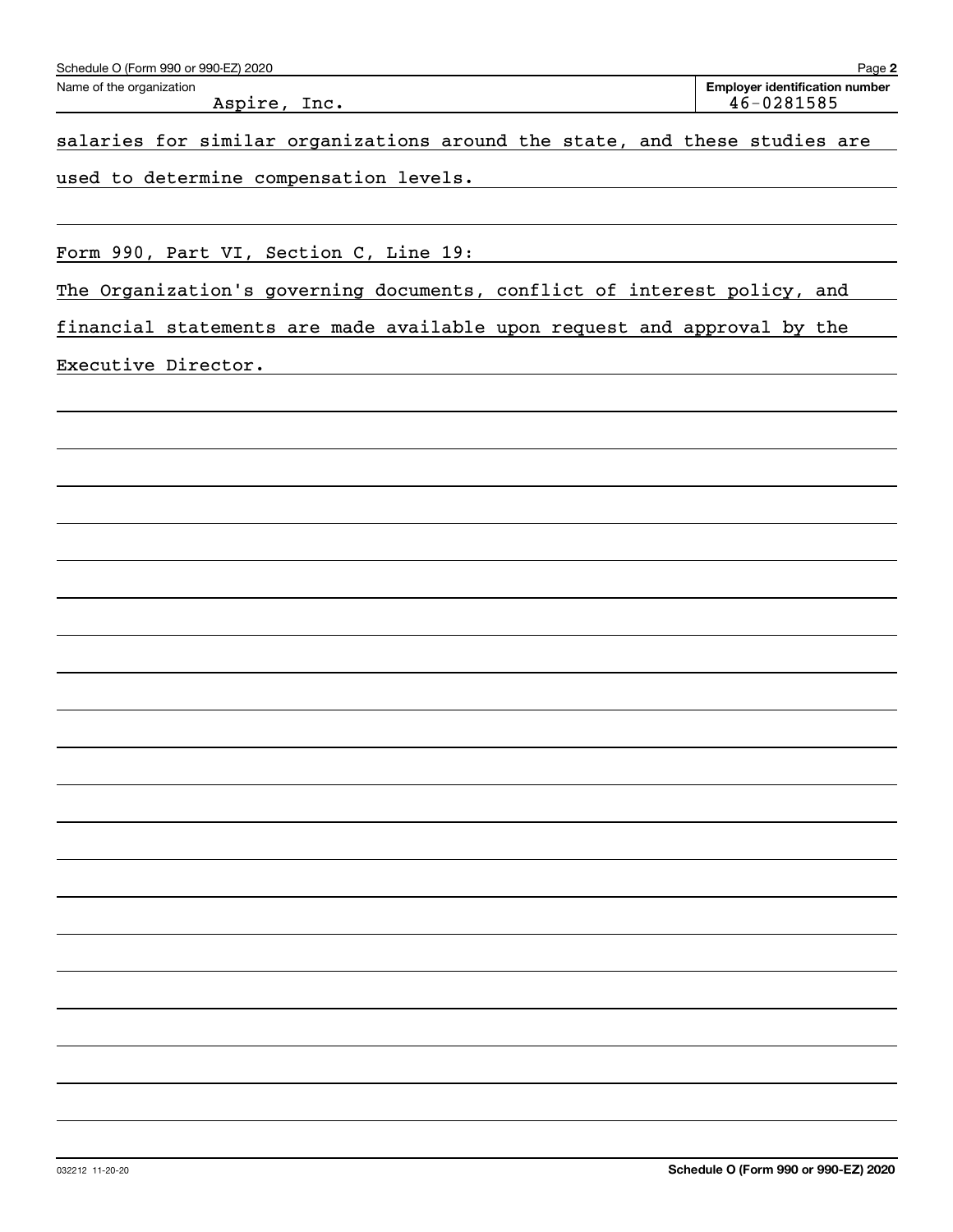Name of the organization: Aspire, Inc.

Employer identification number: 46-0281585

salaries for similar organizations around the state, and these studies are used to determine compensation levels.

Form 990, Part VI, Section C, Line 19:

The Organization's governing documents, conflict of interest policy, and financial statements are made available upon request and approval by the Executive Director.